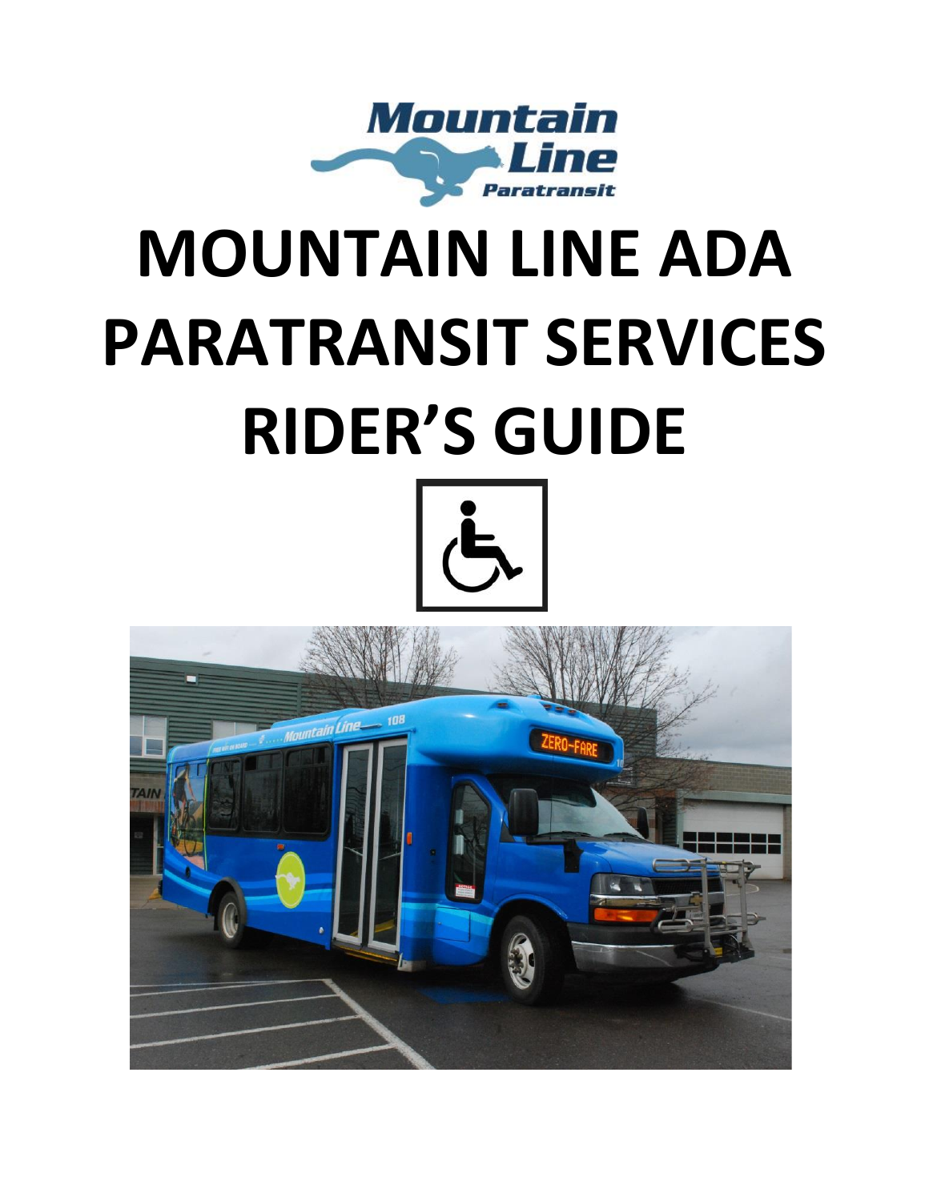# MOUNTAIN LINE ADA PARATRANSIT SERVICES RIDER'S GUIDE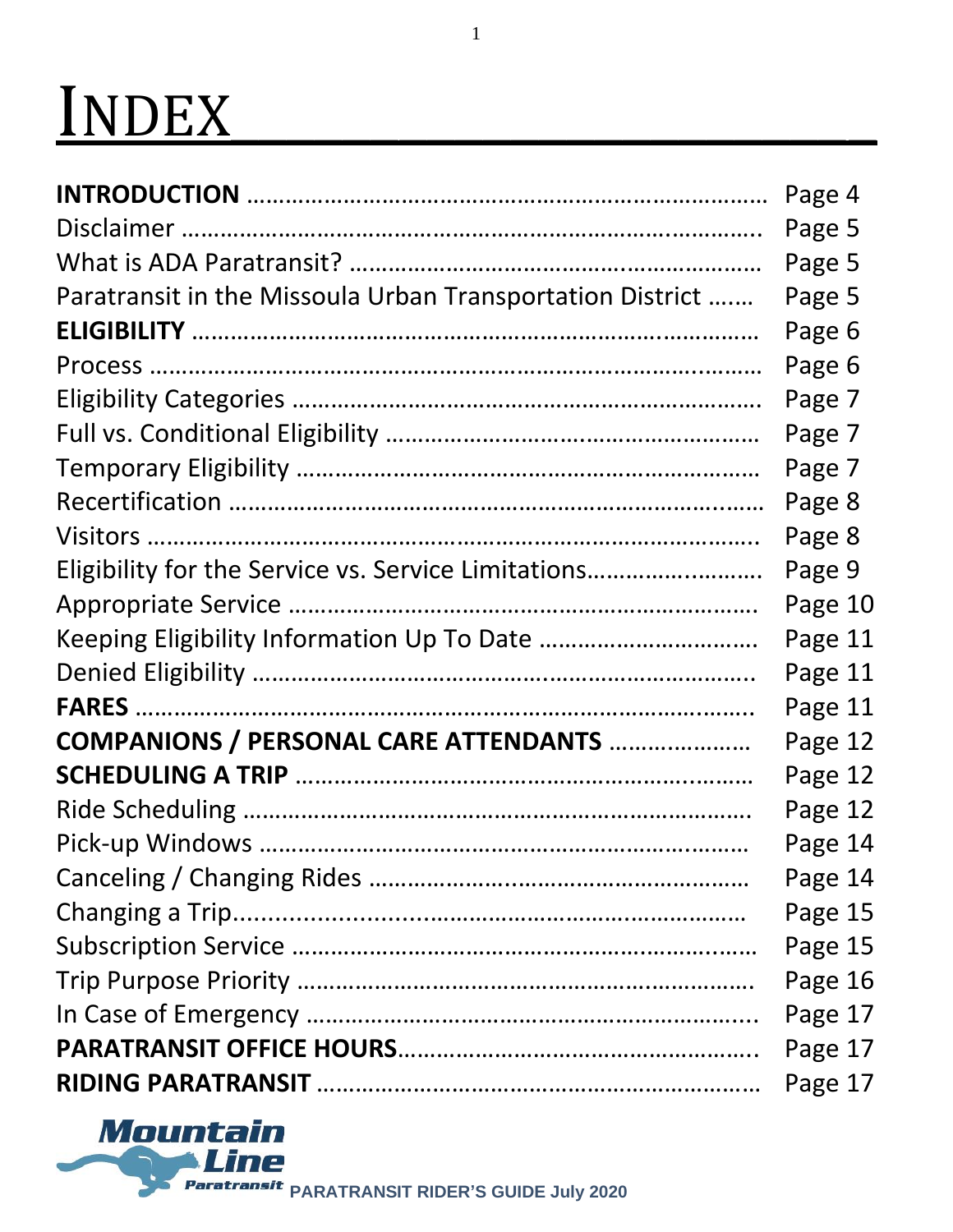# INDEX

| | |
|---|---|
| **INTRODUCTION** | Page 4 |
| Disclaimer | Page 5 |
| What is ADA Paratransit? | Page 5 |
| Paratransit in the Missoula Urban Transportation District | Page 5 |
| **ELIGIBILITY** | Page 6 |
| Process | Page 6 |
| Eligibility Categories | Page 7 |
| Full vs. Conditional Eligibility | Page 7 |
| Temporary Eligibility | Page 7 |
| Recertification | Page 8 |
| Visitors | Page 8 |
| Eligibility for the Service vs. Service Limitations | Page 9 |
| Appropriate Service | Page 10 |
| Keeping Eligibility Information Up To Date | Page 11 |
| Denied Eligibility | Page 11 |
| **FARES** | Page 11 |
| **COMPANIONS / PERSONAL CARE ATTENDANTS** | Page 12 |
| **SCHEDULING A TRIP** | Page 12 |
| Ride Scheduling | Page 12 |
| Pick-up Windows | Page 14 |
| Canceling / Changing Rides | Page 14 |
| Changing a Trip | Page 15 |
| Subscription Service | Page 15 |
| Trip Purpose Priority | Page 16 |
| In Case of Emergency | Page 17 |
| **PARATRANSIT OFFICE HOURS** | Page 17 |
| **RIDING PARATRANSIT** | Page 17 |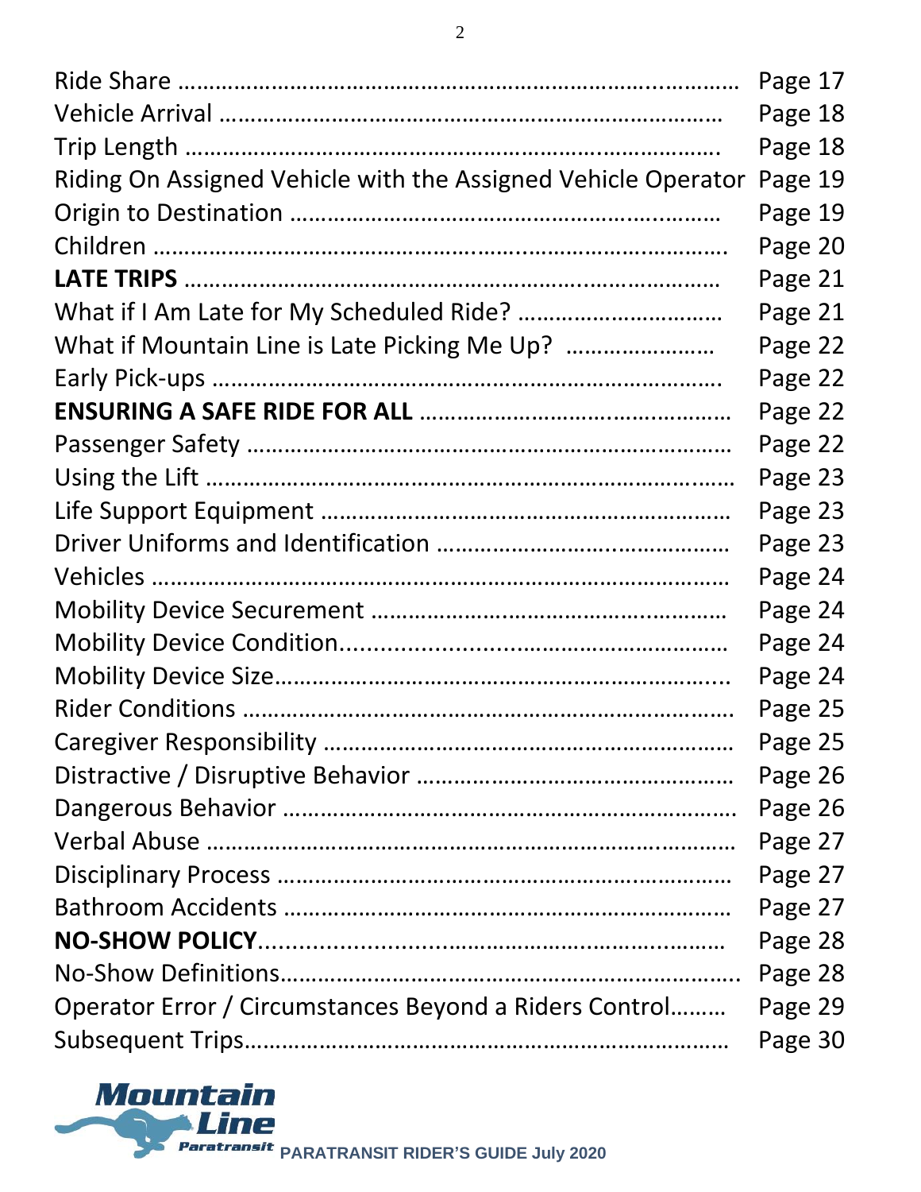Ride Share ........................................................................................ Page 17
Vehicle Arrival ................................................................................ Page 18
Trip Length ...................................................................................... Page 18
Riding On Assigned Vehicle with the Assigned Vehicle Operator Page 19
Origin to Destination ...................................................................... Page 19
Children ........................................................................................... Page 20
**LATE TRIPS** ..................................................................................... Page 21
What if I Am Late for My Scheduled Ride? ................................ Page 21
What if Mountain Line is Late Picking Me Up? ....................... Page 22
Early Pick-ups ................................................................................. Page 22
**ENSURING A SAFE RIDE FOR ALL** ................................................ Page 22
Passenger Safety ............................................................................ Page 22
Using the Lift ................................................................................... Page 23
Life Support Equipment ................................................................ Page 23
Driver Uniforms and Identification ............................................. Page 23
Vehicles ........................................................................................... Page 24
Mobility Device Securement ........................................................ Page 24
Mobility Device Condition............................................................. Page 24
Mobility Device Size....................................................................... Page 24
Rider Conditions ............................................................................ Page 25
Caregiver Responsibility ............................................................... Page 25
Distractive / Disruptive Behavior ................................................ Page 26
Dangerous Behavior ...................................................................... Page 26
Verbal Abuse .................................................................................. Page 27
Disciplinary Process ....................................................................... Page 27
Bathroom Accidents ...................................................................... Page 27
**NO-SHOW POLICY**........................................................................ Page 28
No-Show Definitions....................................................................... Page 28
Operator Error / Circumstances Beyond a Riders Control......... Page 29
Subsequent Trips............................................................................ Page 30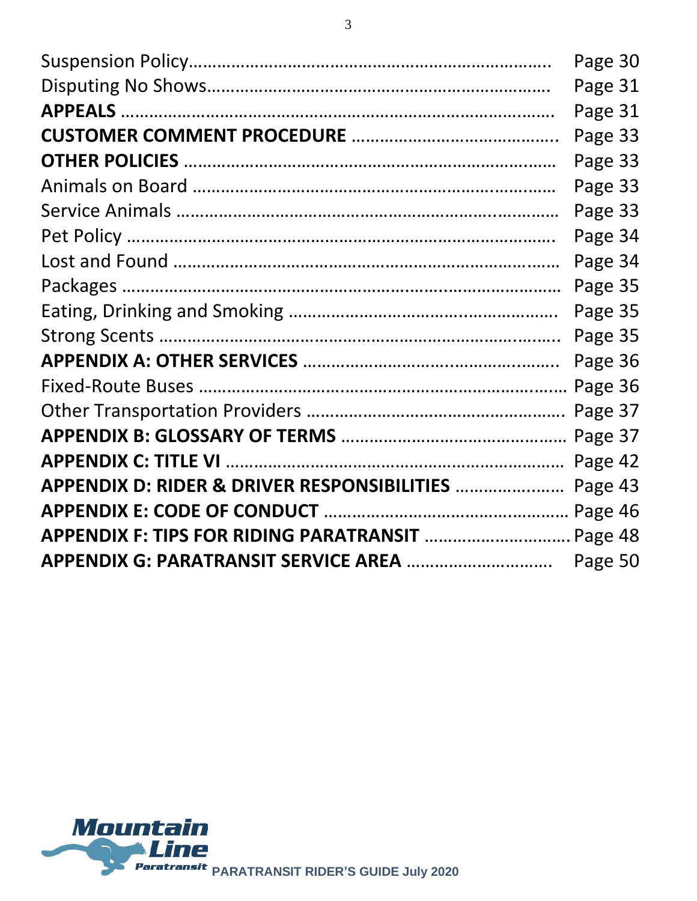Suspension Policy…………………………………………………………………. Page 30
Disputing No Shows……………………………………………………………… Page 31
**APPEALS** ……………………………………………………………………………. Page 31
**CUSTOMER COMMENT PROCEDURE** ……………………………………. Page 33
**OTHER POLICIES** ………………………………………………………………… Page 33
Animals on Board …………………………………………………………………. Page 33
Service Animals ……………………………………………………………………. Page 33
Pet Policy ……………………………………………………………………………. Page 34
Lost and Found ……………………………………………………………………. Page 34
Packages ……………………………………………………………………………. Page 35
Eating, Drinking and Smoking …………………………………………………. Page 35
Strong Scents ………………………………………………………………………. Page 35
**APPENDIX A: OTHER SERVICES** …………………………………………. Page 36
Fixed-Route Buses ………………………………………………………………… Page 36
Other Transportation Providers ……………………………………………… Page 37
**APPENDIX B: GLOSSARY OF TERMS** ……………………………………… Page 37
**APPENDIX C: TITLE VI** ………………………………………………………… Page 42
**APPENDIX D: RIDER & DRIVER RESPONSIBILITIES** ………………… Page 43
**APPENDIX E: CODE OF CONDUCT** ………………………………………… Page 46
**APPENDIX F: TIPS FOR RIDING PARATRANSIT** ………………………… Page 48
**APPENDIX G: PARATRANSIT SERVICE AREA** ………………………… Page 50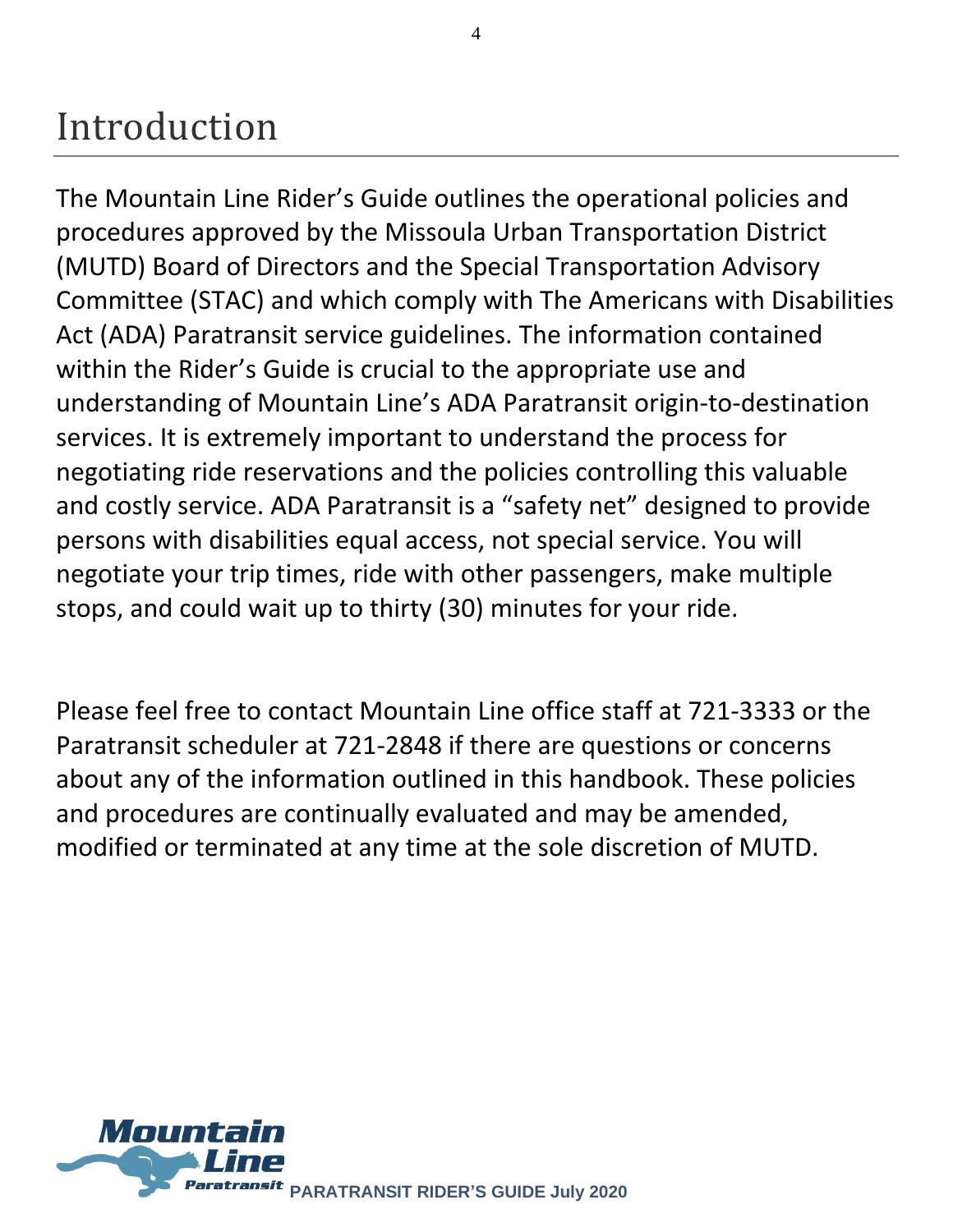# Introduction

The Mountain Line Rider's Guide outlines the operational policies and procedures approved by the Missoula Urban Transportation District (MUTD) Board of Directors and the Special Transportation Advisory Committee (STAC) and which comply with The Americans with Disabilities Act (ADA) Paratransit service guidelines. The information contained within the Rider's Guide is crucial to the appropriate use and understanding of Mountain Line's ADA Paratransit origin-to-destination services. It is extremely important to understand the process for negotiating ride reservations and the policies controlling this valuable and costly service. ADA Paratransit is a "safety net" designed to provide persons with disabilities equal access, not special service. You will negotiate your trip times, ride with other passengers, make multiple stops, and could wait up to thirty (30) minutes for your ride.

Please feel free to contact Mountain Line office staff at 721-3333 or the Paratransit scheduler at 721-2848 if there are questions or concerns about any of the information outlined in this handbook. These policies and procedures are continually evaluated and may be amended, modified or terminated at any time at the sole discretion of MUTD.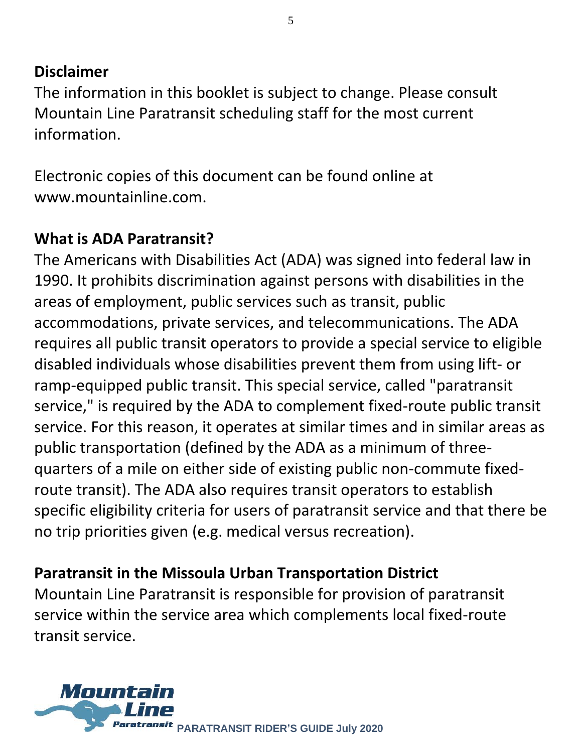## Disclaimer

The information in this booklet is subject to change. Please consult Mountain Line Paratransit scheduling staff for the most current information.

Electronic copies of this document can be found online at www.mountainline.com.

## What is ADA Paratransit?

The Americans with Disabilities Act (ADA) was signed into federal law in 1990. It prohibits discrimination against persons with disabilities in the areas of employment, public services such as transit, public accommodations, private services, and telecommunications. The ADA requires all public transit operators to provide a special service to eligible disabled individuals whose disabilities prevent them from using lift- or ramp-equipped public transit. This special service, called "paratransit service," is required by the ADA to complement fixed-route public transit service. For this reason, it operates at similar times and in similar areas as public transportation (defined by the ADA as a minimum of three-quarters of a mile on either side of existing public non-commute fixed-route transit). The ADA also requires transit operators to establish specific eligibility criteria for users of paratransit service and that there be no trip priorities given (e.g. medical versus recreation).

## Paratransit in the Missoula Urban Transportation District

Mountain Line Paratransit is responsible for provision of paratransit service within the service area which complements local fixed-route transit service.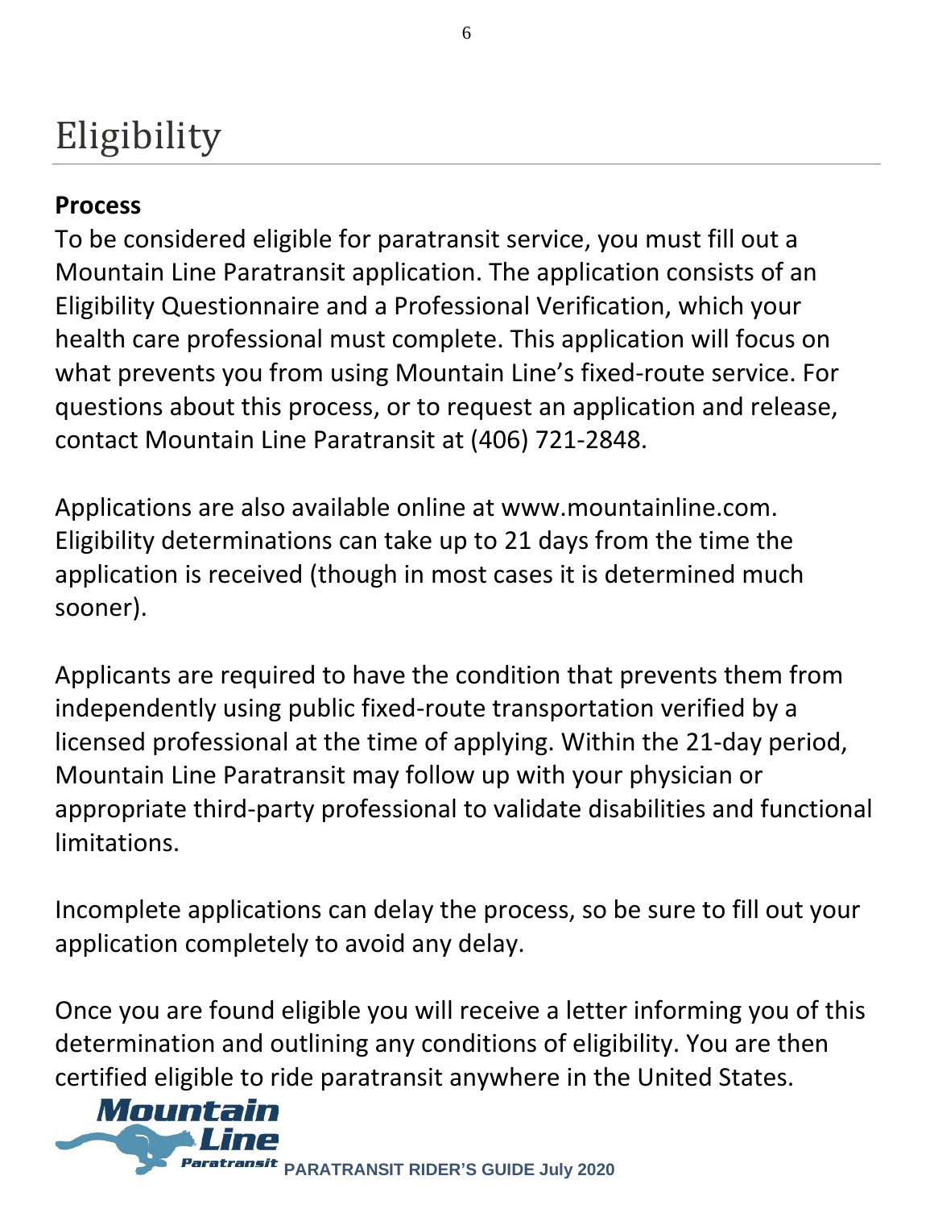# Eligibility

**Process**

To be considered eligible for paratransit service, you must fill out a Mountain Line Paratransit application. The application consists of an Eligibility Questionnaire and a Professional Verification, which your health care professional must complete. This application will focus on what prevents you from using Mountain Line's fixed-route service. For questions about this process, or to request an application and release, contact Mountain Line Paratransit at (406) 721-2848.

Applications are also available online at www.mountainline.com. Eligibility determinations can take up to 21 days from the time the application is received (though in most cases it is determined much sooner).

Applicants are required to have the condition that prevents them from independently using public fixed-route transportation verified by a licensed professional at the time of applying. Within the 21-day period, Mountain Line Paratransit may follow up with your physician or appropriate third-party professional to validate disabilities and functional limitations.

Incomplete applications can delay the process, so be sure to fill out your application completely to avoid any delay.

Once you are found eligible you will receive a letter informing you of this determination and outlining any conditions of eligibility. You are then certified eligible to ride paratransit anywhere in the United States.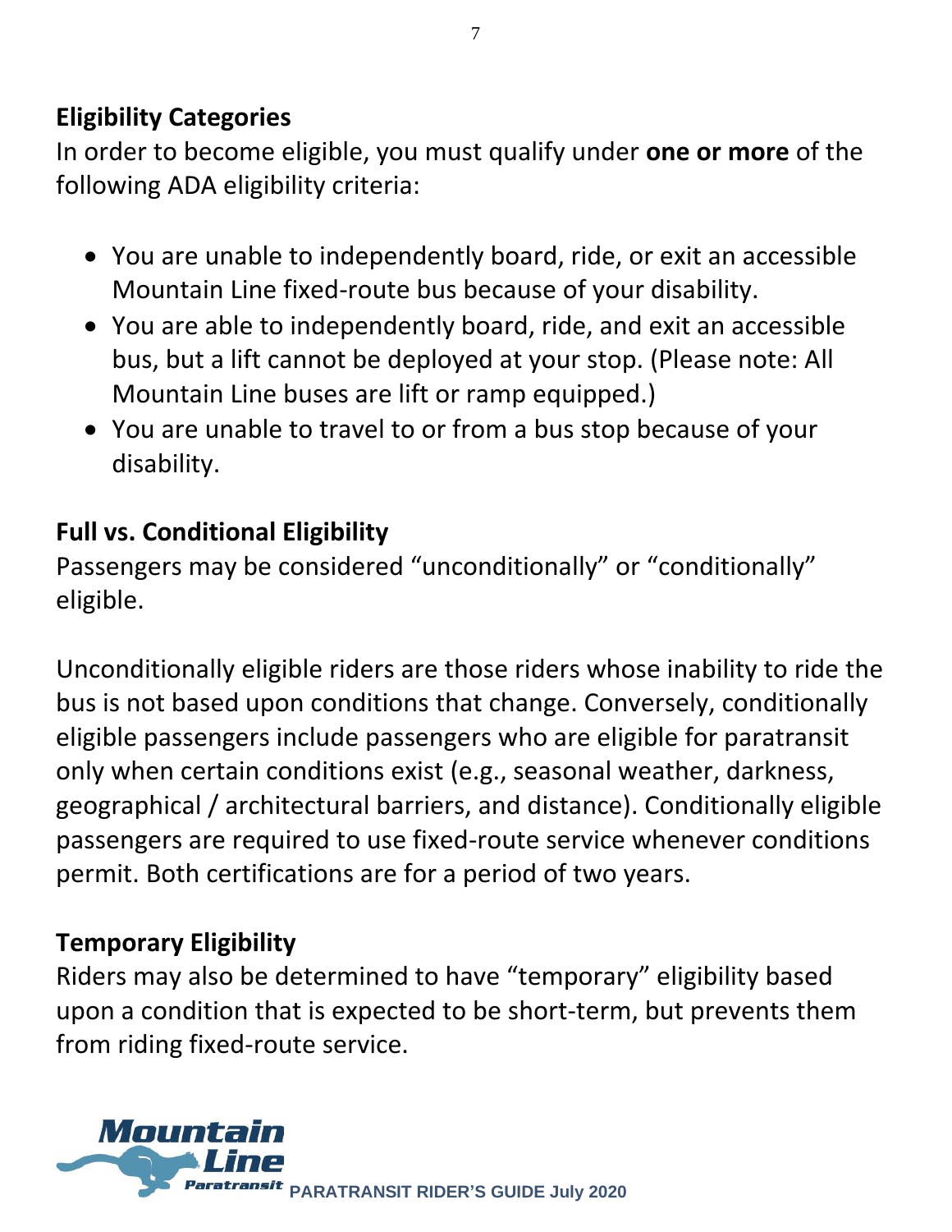## Eligibility Categories

In order to become eligible, you must qualify under **one or more** of the following ADA eligibility criteria:

- You are unable to independently board, ride, or exit an accessible Mountain Line fixed-route bus because of your disability.
- You are able to independently board, ride, and exit an accessible bus, but a lift cannot be deployed at your stop. (Please note: All Mountain Line buses are lift or ramp equipped.)
- You are unable to travel to or from a bus stop because of your disability.

## Full vs. Conditional Eligibility

Passengers may be considered “unconditionally” or “conditionally” eligible.

Unconditionally eligible riders are those riders whose inability to ride the bus is not based upon conditions that change. Conversely, conditionally eligible passengers include passengers who are eligible for paratransit only when certain conditions exist (e.g., seasonal weather, darkness, geographical / architectural barriers, and distance). Conditionally eligible passengers are required to use fixed-route service whenever conditions permit. Both certifications are for a period of two years.

## Temporary Eligibility

Riders may also be determined to have “temporary” eligibility based upon a condition that is expected to be short-term, but prevents them from riding fixed-route service.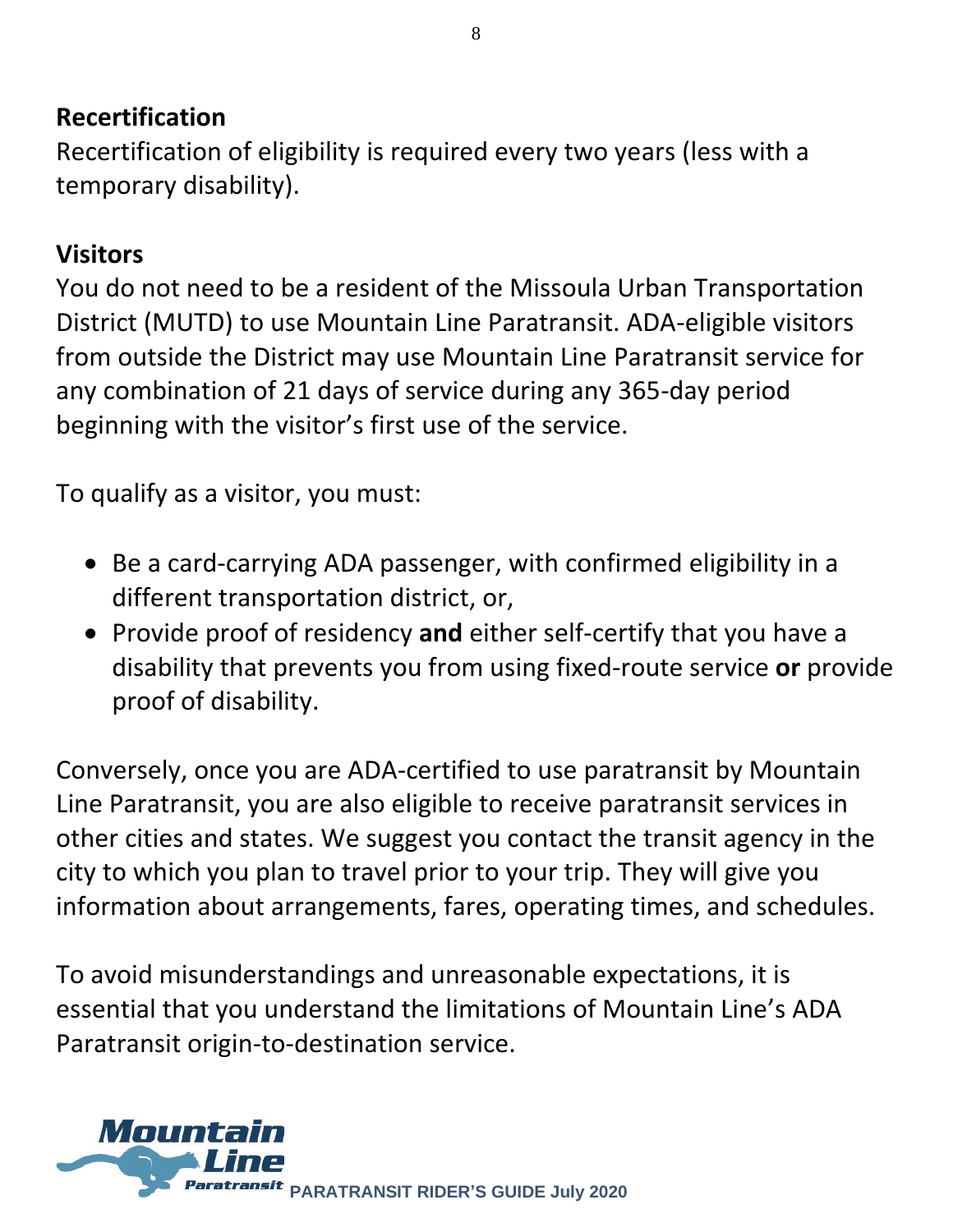## Recertification

Recertification of eligibility is required every two years (less with a temporary disability).

## Visitors

You do not need to be a resident of the Missoula Urban Transportation District (MUTD) to use Mountain Line Paratransit. ADA-eligible visitors from outside the District may use Mountain Line Paratransit service for any combination of 21 days of service during any 365-day period beginning with the visitor's first use of the service.

To qualify as a visitor, you must:

- Be a card-carrying ADA passenger, with confirmed eligibility in a different transportation district, or,
- Provide proof of residency **and** either self-certify that you have a disability that prevents you from using fixed-route service **or** provide proof of disability.

Conversely, once you are ADA-certified to use paratransit by Mountain Line Paratransit, you are also eligible to receive paratransit services in other cities and states. We suggest you contact the transit agency in the city to which you plan to travel prior to your trip. They will give you information about arrangements, fares, operating times, and schedules.

To avoid misunderstandings and unreasonable expectations, it is essential that you understand the limitations of Mountain Line's ADA Paratransit origin-to-destination service.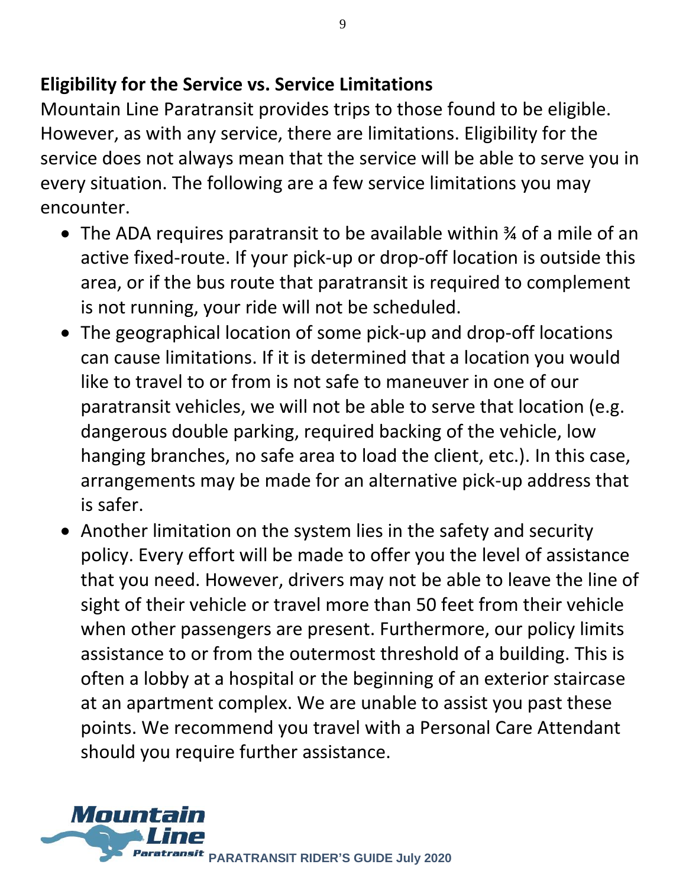## Eligibility for the Service vs. Service Limitations

Mountain Line Paratransit provides trips to those found to be eligible. However, as with any service, there are limitations. Eligibility for the service does not always mean that the service will be able to serve you in every situation. The following are a few service limitations you may encounter.

- The ADA requires paratransit to be available within ¾ of a mile of an active fixed-route. If your pick-up or drop-off location is outside this area, or if the bus route that paratransit is required to complement is not running, your ride will not be scheduled.
- The geographical location of some pick-up and drop-off locations can cause limitations. If it is determined that a location you would like to travel to or from is not safe to maneuver in one of our paratransit vehicles, we will not be able to serve that location (e.g. dangerous double parking, required backing of the vehicle, low hanging branches, no safe area to load the client, etc.). In this case, arrangements may be made for an alternative pick-up address that is safer.
- Another limitation on the system lies in the safety and security policy. Every effort will be made to offer you the level of assistance that you need. However, drivers may not be able to leave the line of sight of their vehicle or travel more than 50 feet from their vehicle when other passengers are present. Furthermore, our policy limits assistance to or from the outermost threshold of a building. This is often a lobby at a hospital or the beginning of an exterior staircase at an apartment complex. We are unable to assist you past these points. We recommend you travel with a Personal Care Attendant should you require further assistance.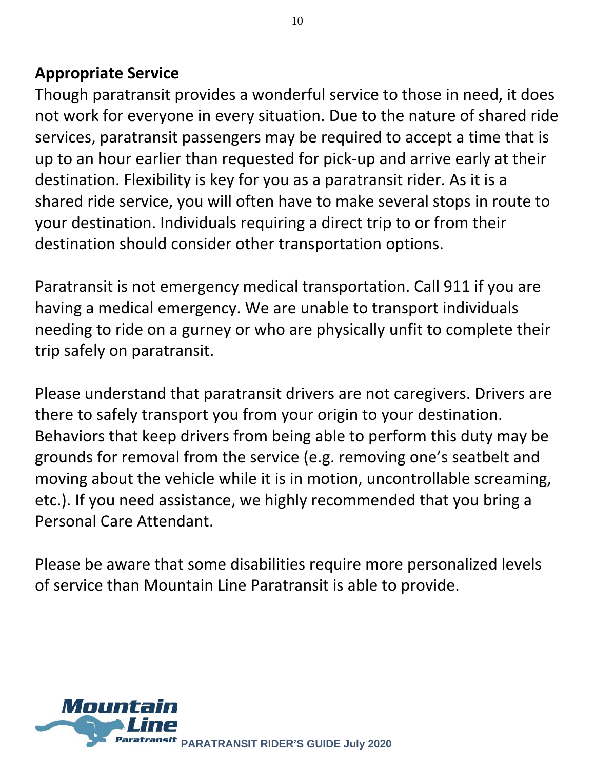## Appropriate Service

Though paratransit provides a wonderful service to those in need, it does not work for everyone in every situation. Due to the nature of shared ride services, paratransit passengers may be required to accept a time that is up to an hour earlier than requested for pick-up and arrive early at their destination. Flexibility is key for you as a paratransit rider. As it is a shared ride service, you will often have to make several stops in route to your destination. Individuals requiring a direct trip to or from their destination should consider other transportation options.

Paratransit is not emergency medical transportation. Call 911 if you are having a medical emergency. We are unable to transport individuals needing to ride on a gurney or who are physically unfit to complete their trip safely on paratransit.

Please understand that paratransit drivers are not caregivers. Drivers are there to safely transport you from your origin to your destination. Behaviors that keep drivers from being able to perform this duty may be grounds for removal from the service (e.g. removing one's seatbelt and moving about the vehicle while it is in motion, uncontrollable screaming, etc.). If you need assistance, we highly recommended that you bring a Personal Care Attendant.

Please be aware that some disabilities require more personalized levels of service than Mountain Line Paratransit is able to provide.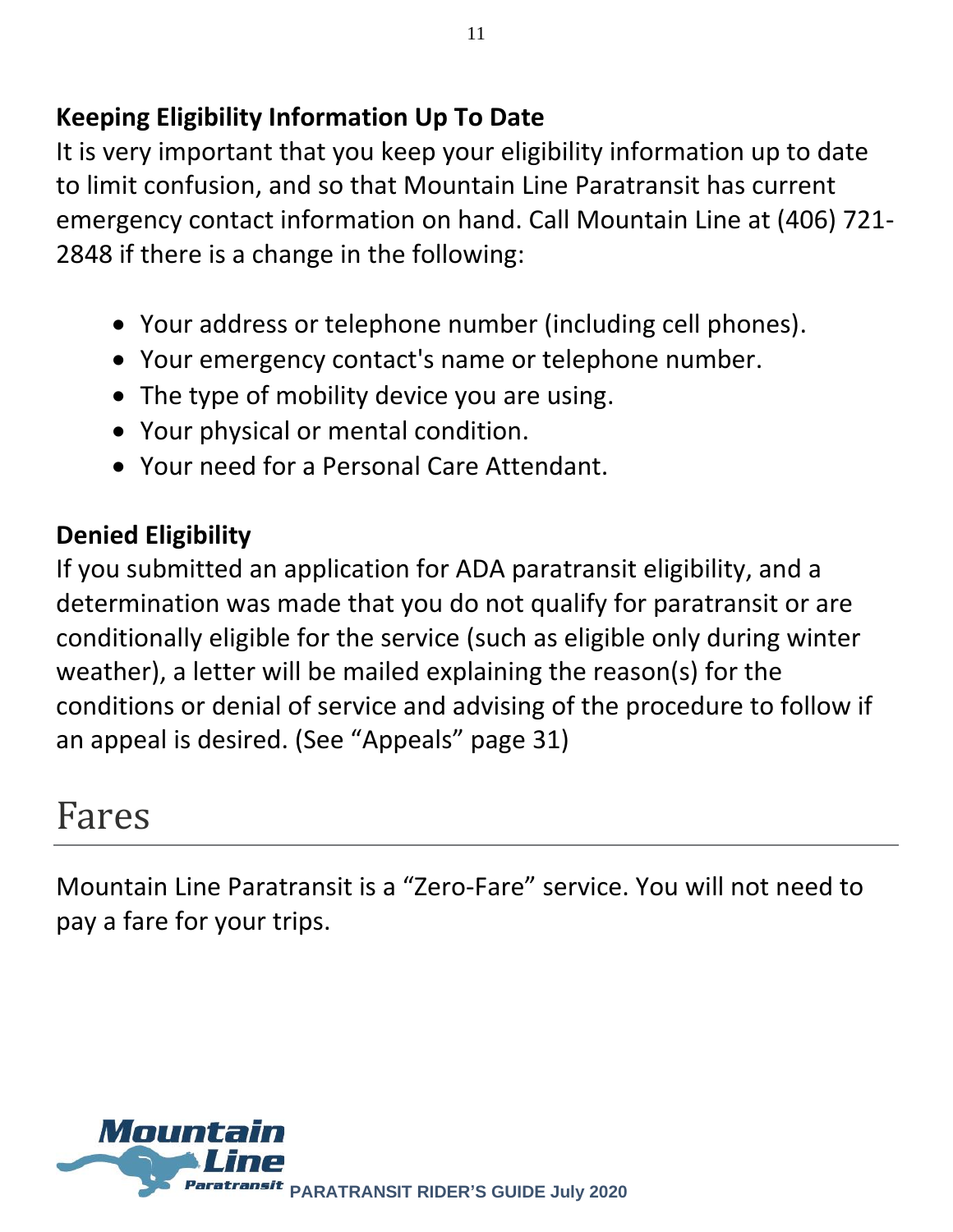### Keeping Eligibility Information Up To Date

It is very important that you keep your eligibility information up to date to limit confusion, and so that Mountain Line Paratransit has current emergency contact information on hand. Call Mountain Line at (406) 721-2848 if there is a change in the following:

- Your address or telephone number (including cell phones).
- Your emergency contact's name or telephone number.
- The type of mobility device you are using.
- Your physical or mental condition.
- Your need for a Personal Care Attendant.

### Denied Eligibility

If you submitted an application for ADA paratransit eligibility, and a determination was made that you do not qualify for paratransit or are conditionally eligible for the service (such as eligible only during winter weather), a letter will be mailed explaining the reason(s) for the conditions or denial of service and advising of the procedure to follow if an appeal is desired. (See "Appeals" page 31)

# Fares

Mountain Line Paratransit is a "Zero-Fare" service. You will not need to pay a fare for your trips.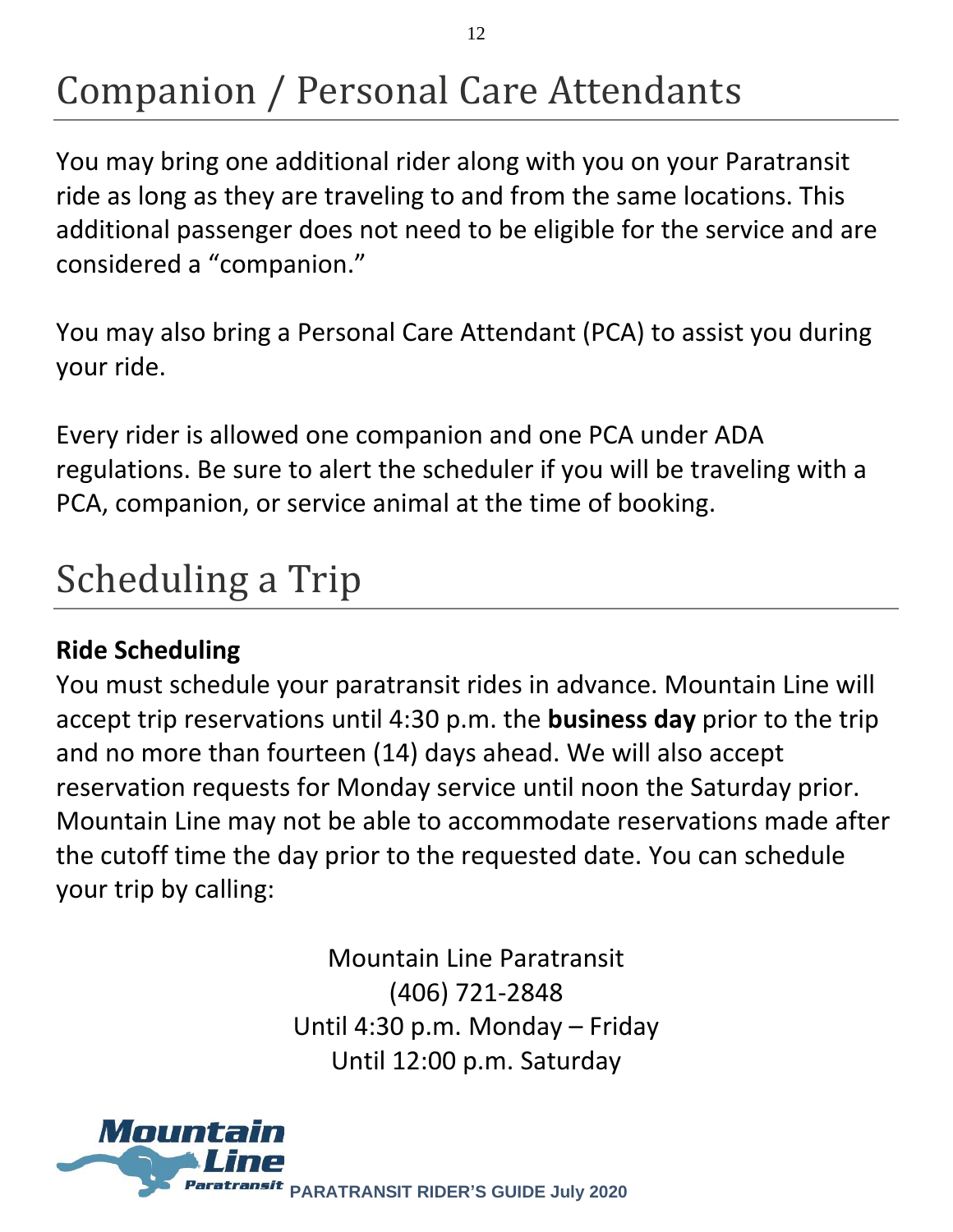# Companion / Personal Care Attendants

You may bring one additional rider along with you on your Paratransit ride as long as they are traveling to and from the same locations. This additional passenger does not need to be eligible for the service and are considered a “companion.”

You may also bring a Personal Care Attendant (PCA) to assist you during your ride.

Every rider is allowed one companion and one PCA under ADA regulations. Be sure to alert the scheduler if you will be traveling with a PCA, companion, or service animal at the time of booking.

# Scheduling a Trip

**Ride Scheduling**

You must schedule your paratransit rides in advance. Mountain Line will accept trip reservations until 4:30 p.m. the **business day** prior to the trip and no more than fourteen (14) days ahead. We will also accept reservation requests for Monday service until noon the Saturday prior. Mountain Line may not be able to accommodate reservations made after the cutoff time the day prior to the requested date. You can schedule your trip by calling:

Mountain Line Paratransit
(406) 721-2848
Until 4:30 p.m. Monday – Friday
Until 12:00 p.m. Saturday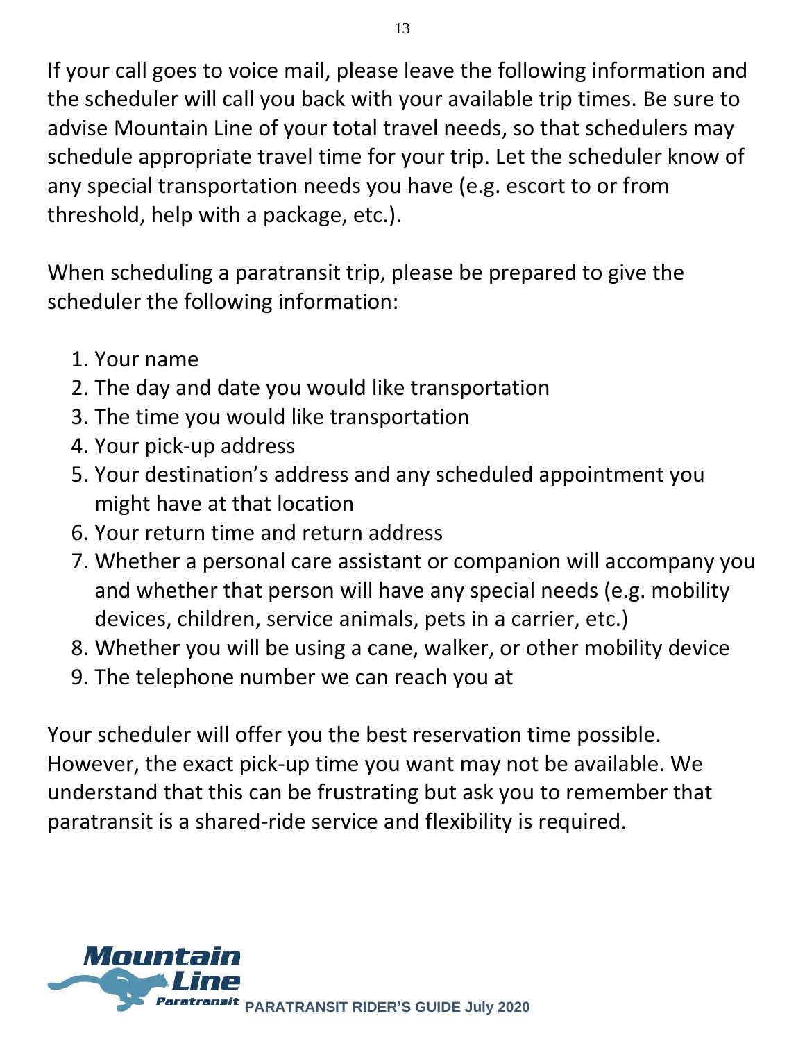If your call goes to voice mail, please leave the following information and the scheduler will call you back with your available trip times. Be sure to advise Mountain Line of your total travel needs, so that schedulers may schedule appropriate travel time for your trip. Let the scheduler know of any special transportation needs you have (e.g. escort to or from threshold, help with a package, etc.).

When scheduling a paratransit trip, please be prepared to give the scheduler the following information:

1. Your name
2. The day and date you would like transportation
3. The time you would like transportation
4. Your pick-up address
5. Your destination's address and any scheduled appointment you might have at that location
6. Your return time and return address
7. Whether a personal care assistant or companion will accompany you and whether that person will have any special needs (e.g. mobility devices, children, service animals, pets in a carrier, etc.)
8. Whether you will be using a cane, walker, or other mobility device
9. The telephone number we can reach you at

Your scheduler will offer you the best reservation time possible. However, the exact pick-up time you want may not be available. We understand that this can be frustrating but ask you to remember that paratransit is a shared-ride service and flexibility is required.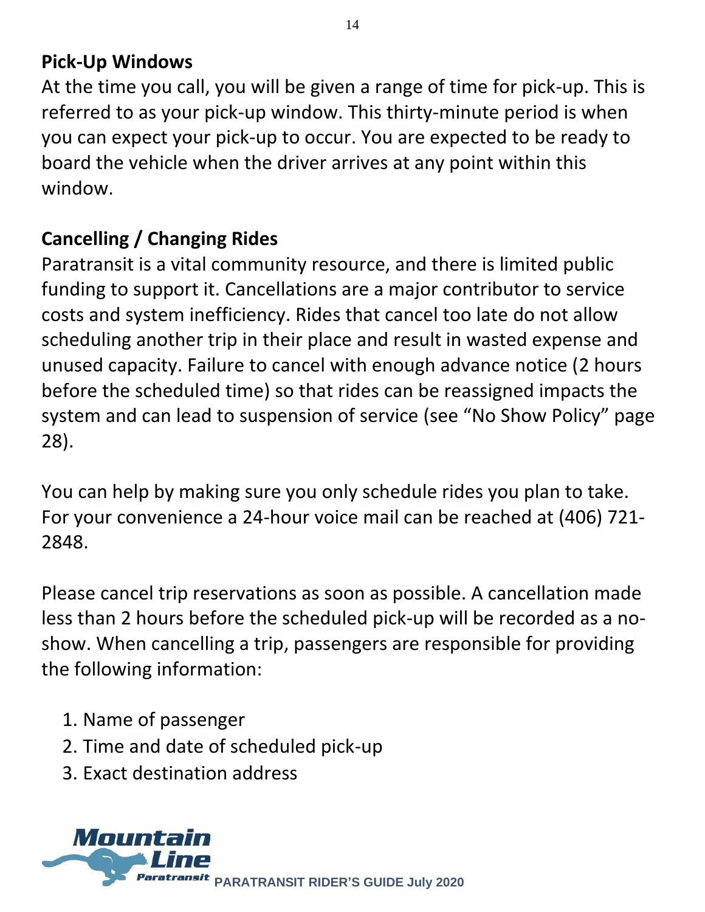## Pick-Up Windows

At the time you call, you will be given a range of time for pick-up. This is referred to as your pick-up window. This thirty-minute period is when you can expect your pick-up to occur. You are expected to be ready to board the vehicle when the driver arrives at any point within this window.

## Cancelling / Changing Rides

Paratransit is a vital community resource, and there is limited public funding to support it. Cancellations are a major contributor to service costs and system inefficiency. Rides that cancel too late do not allow scheduling another trip in their place and result in wasted expense and unused capacity. Failure to cancel with enough advance notice (2 hours before the scheduled time) so that rides can be reassigned impacts the system and can lead to suspension of service (see "No Show Policy" page 28).

You can help by making sure you only schedule rides you plan to take. For your convenience a 24-hour voice mail can be reached at (406) 721-2848.

Please cancel trip reservations as soon as possible. A cancellation made less than 2 hours before the scheduled pick-up will be recorded as a no-show. When cancelling a trip, passengers are responsible for providing the following information:

1. Name of passenger
2. Time and date of scheduled pick-up
3. Exact destination address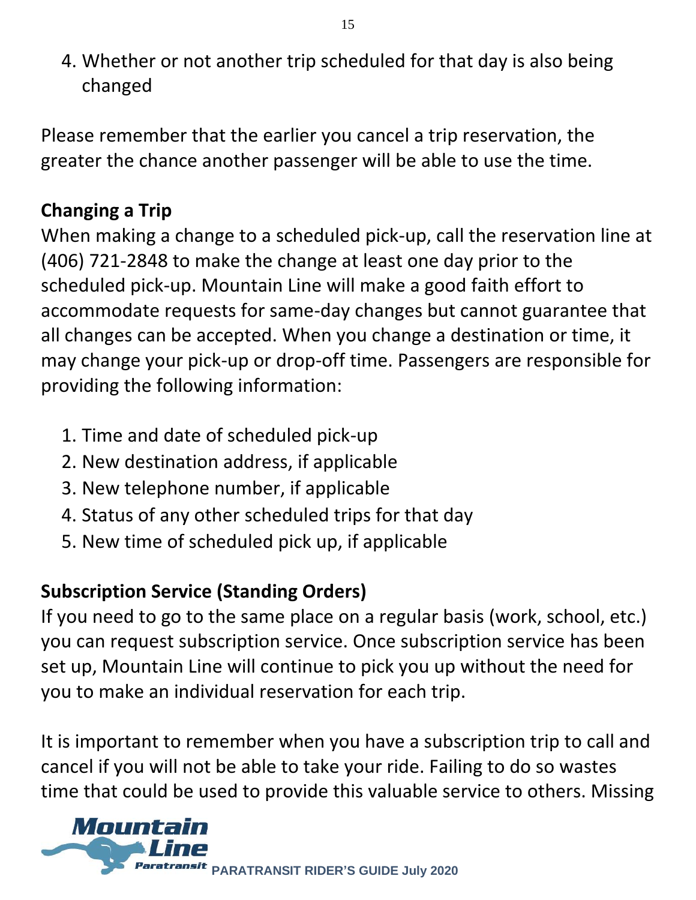4. Whether or not another trip scheduled for that day is also being changed

Please remember that the earlier you cancel a trip reservation, the greater the chance another passenger will be able to use the time.

## Changing a Trip

When making a change to a scheduled pick-up, call the reservation line at (406) 721-2848 to make the change at least one day prior to the scheduled pick-up. Mountain Line will make a good faith effort to accommodate requests for same-day changes but cannot guarantee that all changes can be accepted. When you change a destination or time, it may change your pick-up or drop-off time. Passengers are responsible for providing the following information:

1. Time and date of scheduled pick-up
2. New destination address, if applicable
3. New telephone number, if applicable
4. Status of any other scheduled trips for that day
5. New time of scheduled pick up, if applicable

## Subscription Service (Standing Orders)

If you need to go to the same place on a regular basis (work, school, etc.) you can request subscription service. Once subscription service has been set up, Mountain Line will continue to pick you up without the need for you to make an individual reservation for each trip.

It is important to remember when you have a subscription trip to call and cancel if you will not be able to take your ride. Failing to do so wastes time that could be used to provide this valuable service to others. Missing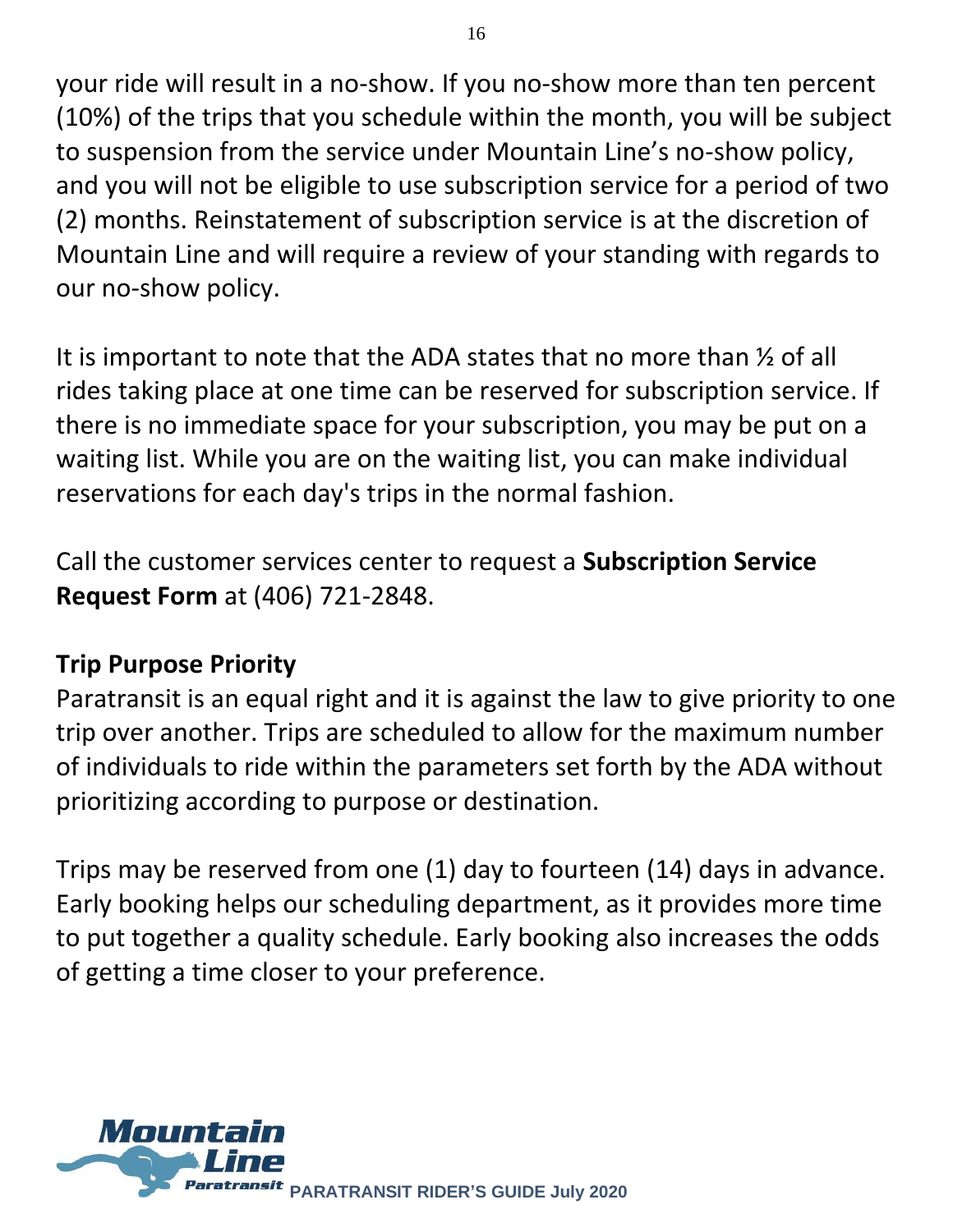your ride will result in a no-show. If you no-show more than ten percent (10%) of the trips that you schedule within the month, you will be subject to suspension from the service under Mountain Line's no-show policy, and you will not be eligible to use subscription service for a period of two (2) months. Reinstatement of subscription service is at the discretion of Mountain Line and will require a review of your standing with regards to our no-show policy.

It is important to note that the ADA states that no more than ½ of all rides taking place at one time can be reserved for subscription service. If there is no immediate space for your subscription, you may be put on a waiting list. While you are on the waiting list, you can make individual reservations for each day's trips in the normal fashion.

Call the customer services center to request a **Subscription Service Request Form** at (406) 721-2848.

### Trip Purpose Priority

Paratransit is an equal right and it is against the law to give priority to one trip over another. Trips are scheduled to allow for the maximum number of individuals to ride within the parameters set forth by the ADA without prioritizing according to purpose or destination.

Trips may be reserved from one (1) day to fourteen (14) days in advance. Early booking helps our scheduling department, as it provides more time to put together a quality schedule. Early booking also increases the odds of getting a time closer to your preference.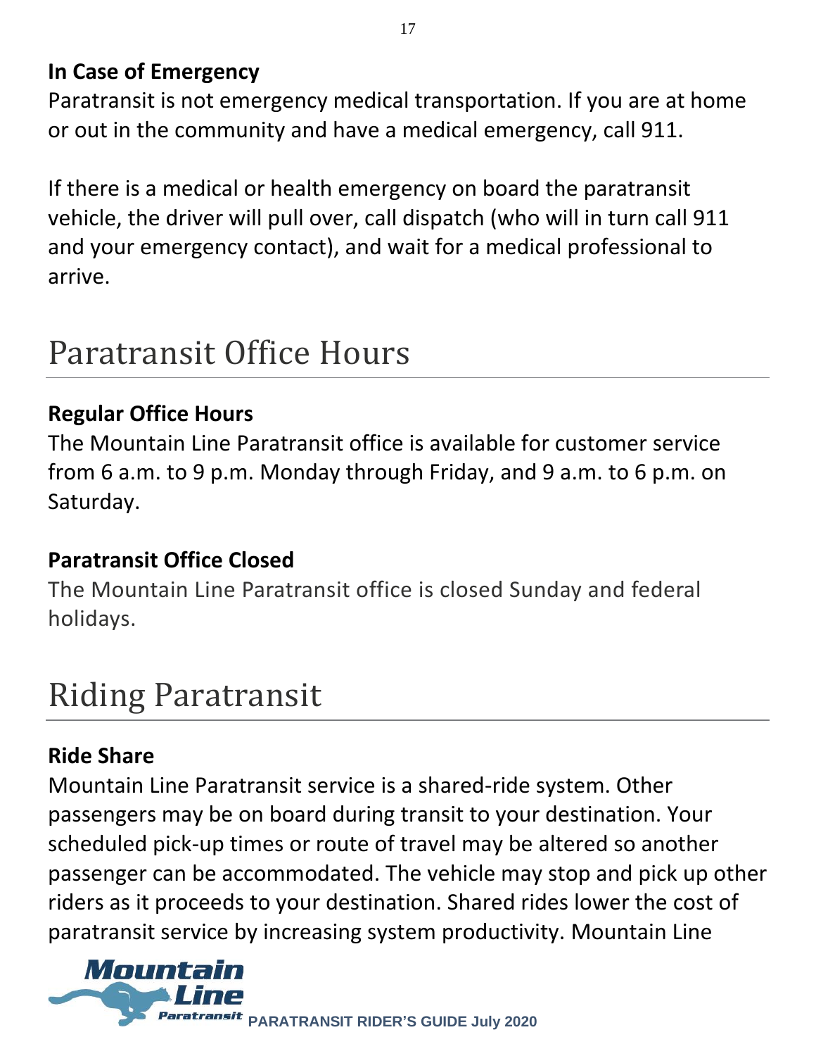### In Case of Emergency

Paratransit is not emergency medical transportation. If you are at home or out in the community and have a medical emergency, call 911.

If there is a medical or health emergency on board the paratransit vehicle, the driver will pull over, call dispatch (who will in turn call 911 and your emergency contact), and wait for a medical professional to arrive.

## Paratransit Office Hours

### Regular Office Hours

The Mountain Line Paratransit office is available for customer service from 6 a.m. to 9 p.m. Monday through Friday, and 9 a.m. to 6 p.m. on Saturday.

### Paratransit Office Closed

The Mountain Line Paratransit office is closed Sunday and federal holidays.

## Riding Paratransit

### Ride Share

Mountain Line Paratransit service is a shared-ride system. Other passengers may be on board during transit to your destination. Your scheduled pick-up times or route of travel may be altered so another passenger can be accommodated. The vehicle may stop and pick up other riders as it proceeds to your destination. Shared rides lower the cost of paratransit service by increasing system productivity. Mountain Line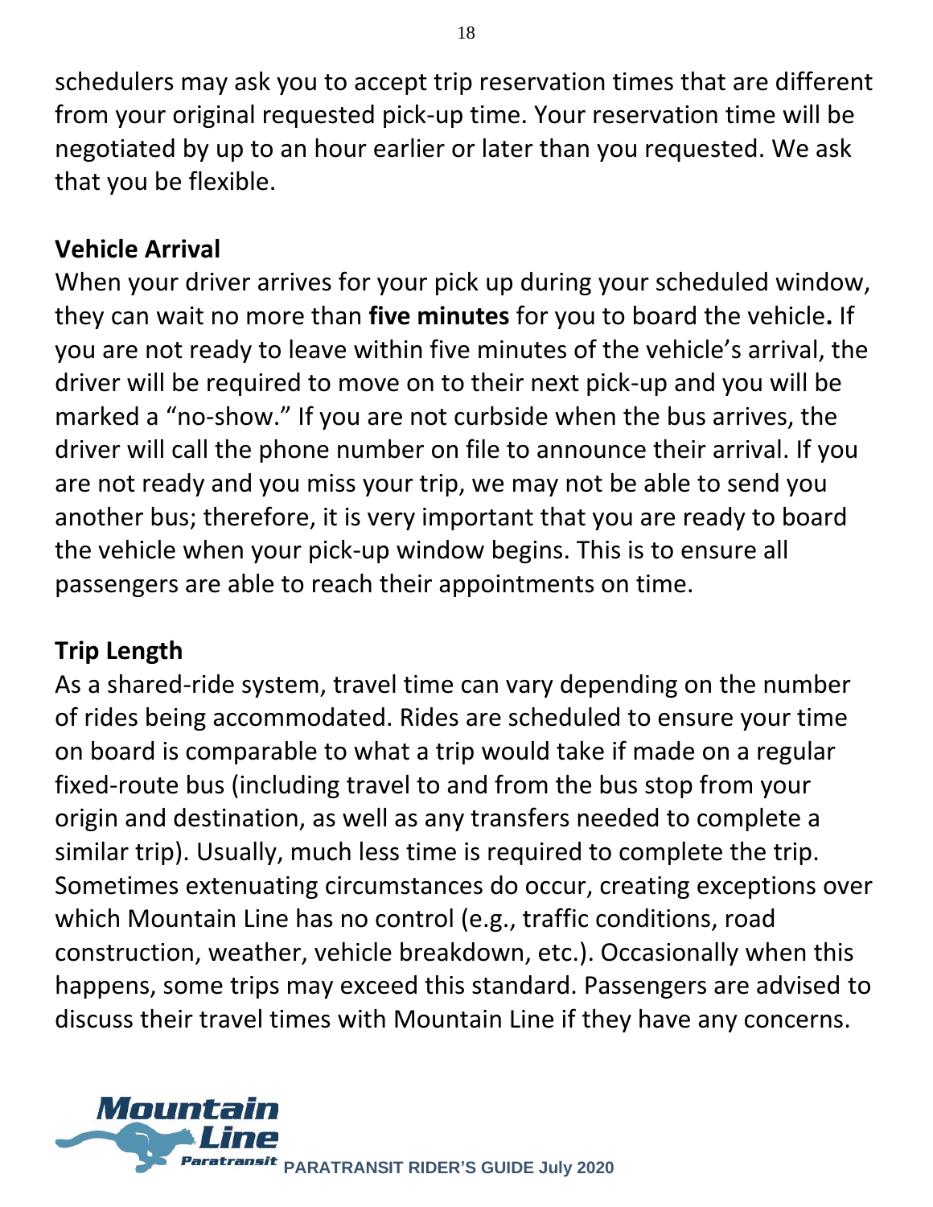schedulers may ask you to accept trip reservation times that are different from your original requested pick-up time. Your reservation time will be negotiated by up to an hour earlier or later than you requested. We ask that you be flexible.

## Vehicle Arrival

When your driver arrives for your pick up during your scheduled window, they can wait no more than **five minutes** for you to board the vehicle**.** If you are not ready to leave within five minutes of the vehicle's arrival, the driver will be required to move on to their next pick-up and you will be marked a "no-show." If you are not curbside when the bus arrives, the driver will call the phone number on file to announce their arrival. If you are not ready and you miss your trip, we may not be able to send you another bus; therefore, it is very important that you are ready to board the vehicle when your pick-up window begins. This is to ensure all passengers are able to reach their appointments on time.

## Trip Length

As a shared-ride system, travel time can vary depending on the number of rides being accommodated. Rides are scheduled to ensure your time on board is comparable to what a trip would take if made on a regular fixed-route bus (including travel to and from the bus stop from your origin and destination, as well as any transfers needed to complete a similar trip). Usually, much less time is required to complete the trip. Sometimes extenuating circumstances do occur, creating exceptions over which Mountain Line has no control (e.g., traffic conditions, road construction, weather, vehicle breakdown, etc.). Occasionally when this happens, some trips may exceed this standard. Passengers are advised to discuss their travel times with Mountain Line if they have any concerns.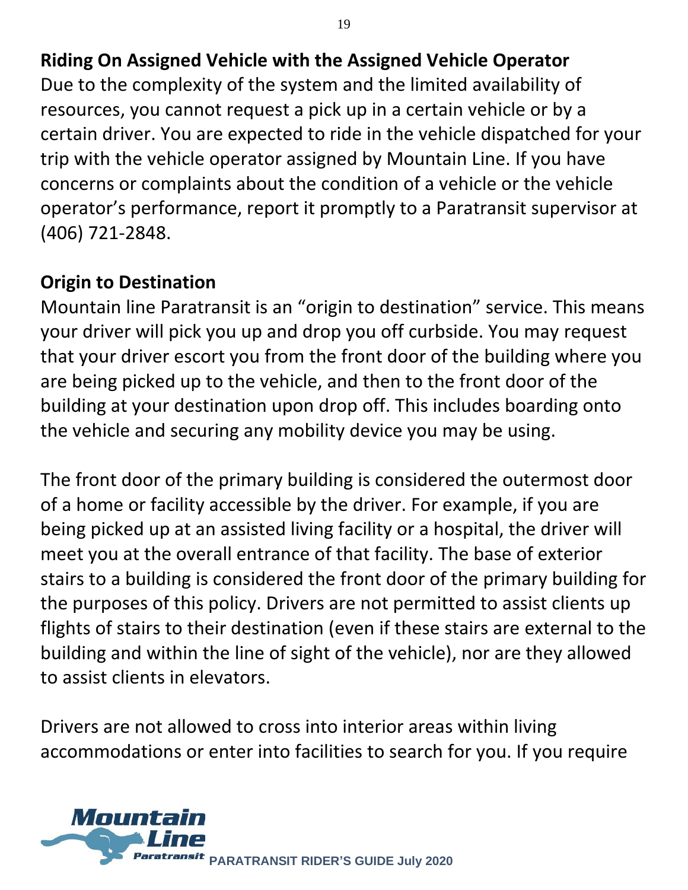## Riding On Assigned Vehicle with the Assigned Vehicle Operator

Due to the complexity of the system and the limited availability of resources, you cannot request a pick up in a certain vehicle or by a certain driver. You are expected to ride in the vehicle dispatched for your trip with the vehicle operator assigned by Mountain Line. If you have concerns or complaints about the condition of a vehicle or the vehicle operator's performance, report it promptly to a Paratransit supervisor at (406) 721-2848.

## Origin to Destination

Mountain line Paratransit is an "origin to destination" service. This means your driver will pick you up and drop you off curbside. You may request that your driver escort you from the front door of the building where you are being picked up to the vehicle, and then to the front door of the building at your destination upon drop off. This includes boarding onto the vehicle and securing any mobility device you may be using.

The front door of the primary building is considered the outermost door of a home or facility accessible by the driver. For example, if you are being picked up at an assisted living facility or a hospital, the driver will meet you at the overall entrance of that facility. The base of exterior stairs to a building is considered the front door of the primary building for the purposes of this policy. Drivers are not permitted to assist clients up flights of stairs to their destination (even if these stairs are external to the building and within the line of sight of the vehicle), nor are they allowed to assist clients in elevators.

Drivers are not allowed to cross into interior areas within living accommodations or enter into facilities to search for you. If you require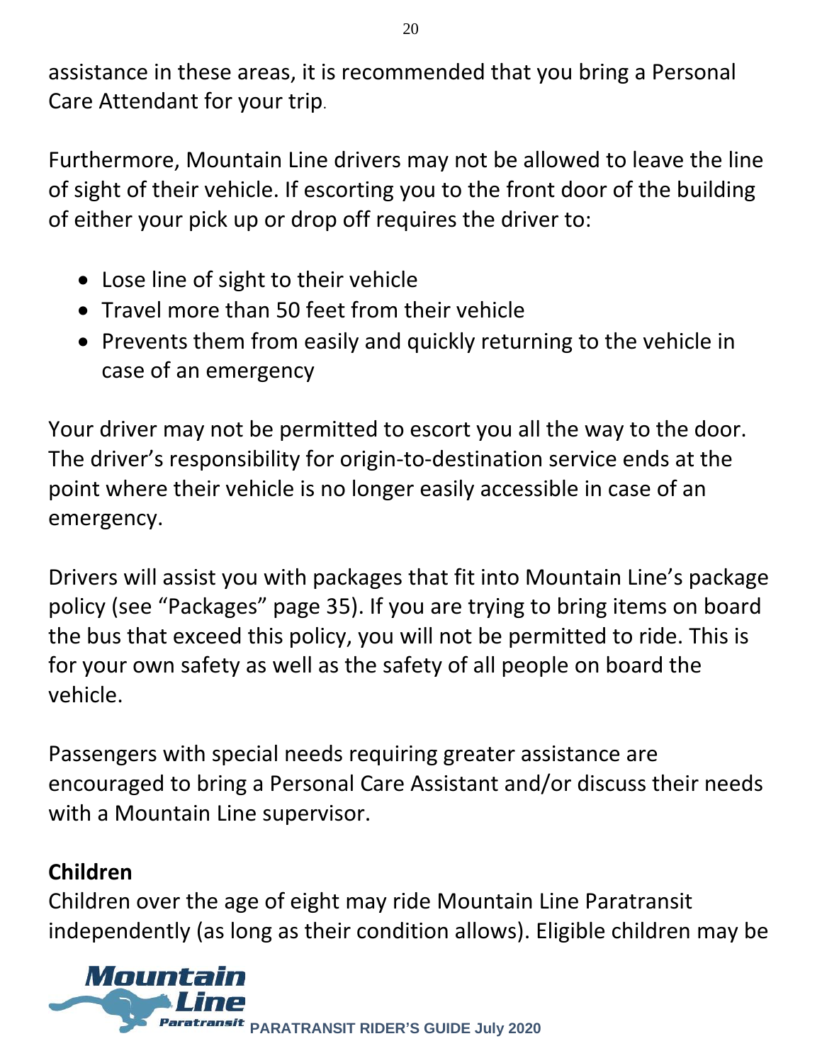assistance in these areas, it is recommended that you bring a Personal Care Attendant for your trip.

Furthermore, Mountain Line drivers may not be allowed to leave the line of sight of their vehicle. If escorting you to the front door of the building of either your pick up or drop off requires the driver to:

- Lose line of sight to their vehicle
- Travel more than 50 feet from their vehicle
- Prevents them from easily and quickly returning to the vehicle in case of an emergency

Your driver may not be permitted to escort you all the way to the door. The driver's responsibility for origin-to-destination service ends at the point where their vehicle is no longer easily accessible in case of an emergency.

Drivers will assist you with packages that fit into Mountain Line's package policy (see "Packages" page 35). If you are trying to bring items on board the bus that exceed this policy, you will not be permitted to ride. This is for your own safety as well as the safety of all people on board the vehicle.

Passengers with special needs requiring greater assistance are encouraged to bring a Personal Care Assistant and/or discuss their needs with a Mountain Line supervisor.

## Children

Children over the age of eight may ride Mountain Line Paratransit independently (as long as their condition allows). Eligible children may be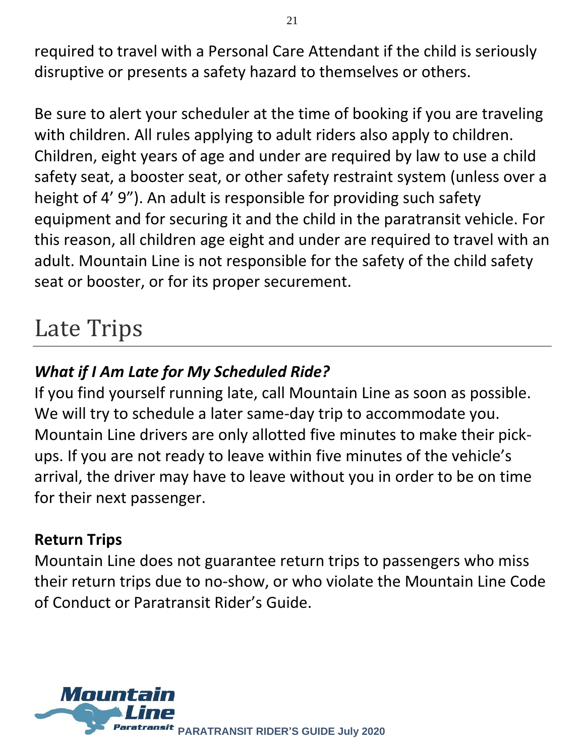required to travel with a Personal Care Attendant if the child is seriously disruptive or presents a safety hazard to themselves or others.

Be sure to alert your scheduler at the time of booking if you are traveling with children. All rules applying to adult riders also apply to children. Children, eight years of age and under are required by law to use a child safety seat, a booster seat, or other safety restraint system (unless over a height of 4’ 9”). An adult is responsible for providing such safety equipment and for securing it and the child in the paratransit vehicle. For this reason, all children age eight and under are required to travel with an adult. Mountain Line is not responsible for the safety of the child safety seat or booster, or for its proper securement.

# Late Trips

### *What if I Am Late for My Scheduled Ride?*

If you find yourself running late, call Mountain Line as soon as possible. We will try to schedule a later same-day trip to accommodate you. Mountain Line drivers are only allotted five minutes to make their pick-ups. If you are not ready to leave within five minutes of the vehicle’s arrival, the driver may have to leave without you in order to be on time for their next passenger.

**Return Trips**

Mountain Line does not guarantee return trips to passengers who miss their return trips due to no-show, or who violate the Mountain Line Code of Conduct or Paratransit Rider’s Guide.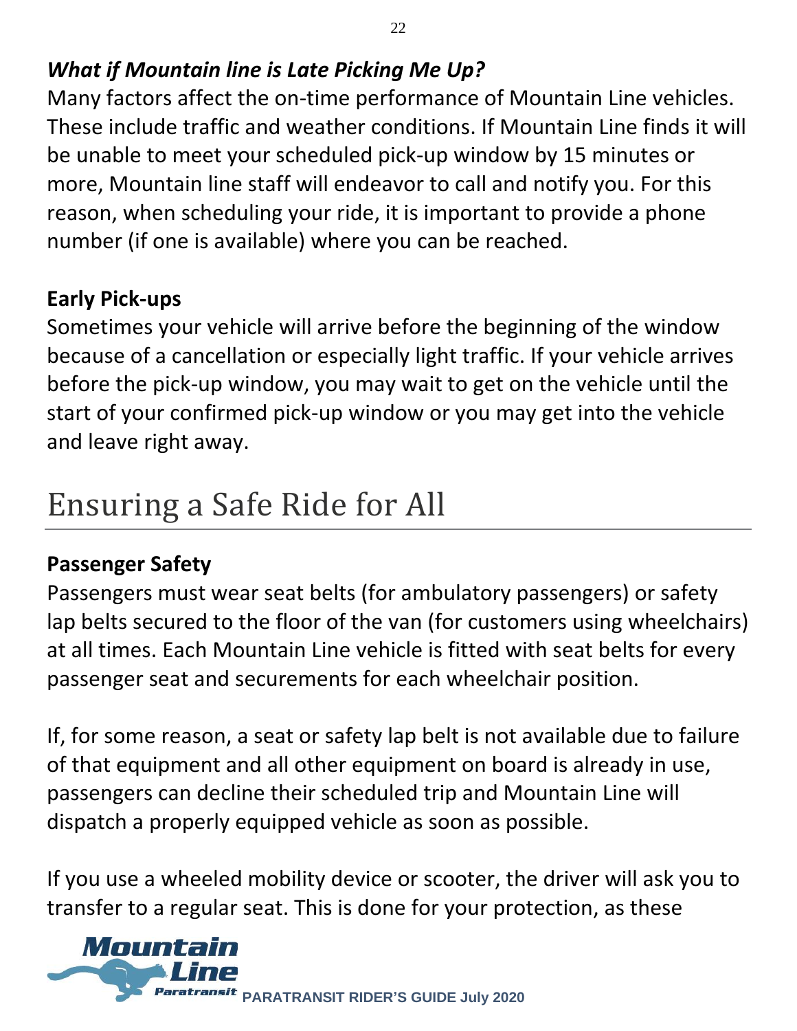### *What if Mountain line is Late Picking Me Up?*

Many factors affect the on-time performance of Mountain Line vehicles. These include traffic and weather conditions. If Mountain Line finds it will be unable to meet your scheduled pick-up window by 15 minutes or more, Mountain line staff will endeavor to call and notify you. For this reason, when scheduling your ride, it is important to provide a phone number (if one is available) where you can be reached.

### Early Pick-ups

Sometimes your vehicle will arrive before the beginning of the window because of a cancellation or especially light traffic. If your vehicle arrives before the pick-up window, you may wait to get on the vehicle until the start of your confirmed pick-up window or you may get into the vehicle and leave right away.

## Ensuring a Safe Ride for All

### Passenger Safety

Passengers must wear seat belts (for ambulatory passengers) or safety lap belts secured to the floor of the van (for customers using wheelchairs) at all times. Each Mountain Line vehicle is fitted with seat belts for every passenger seat and securements for each wheelchair position.

If, for some reason, a seat or safety lap belt is not available due to failure of that equipment and all other equipment on board is already in use, passengers can decline their scheduled trip and Mountain Line will dispatch a properly equipped vehicle as soon as possible.

If you use a wheeled mobility device or scooter, the driver will ask you to transfer to a regular seat. This is done for your protection, as these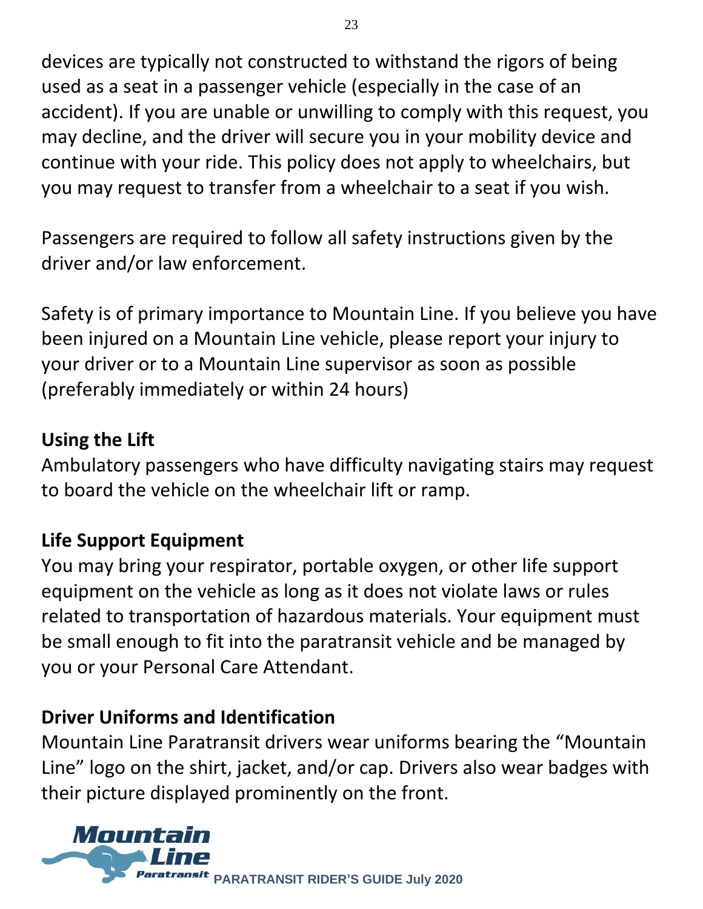devices are typically not constructed to withstand the rigors of being used as a seat in a passenger vehicle (especially in the case of an accident). If you are unable or unwilling to comply with this request, you may decline, and the driver will secure you in your mobility device and continue with your ride. This policy does not apply to wheelchairs, but you may request to transfer from a wheelchair to a seat if you wish.

Passengers are required to follow all safety instructions given by the driver and/or law enforcement.

Safety is of primary importance to Mountain Line. If you believe you have been injured on a Mountain Line vehicle, please report your injury to your driver or to a Mountain Line supervisor as soon as possible (preferably immediately or within 24 hours)

## Using the Lift

Ambulatory passengers who have difficulty navigating stairs may request to board the vehicle on the wheelchair lift or ramp.

## Life Support Equipment

You may bring your respirator, portable oxygen, or other life support equipment on the vehicle as long as it does not violate laws or rules related to transportation of hazardous materials. Your equipment must be small enough to fit into the paratransit vehicle and be managed by you or your Personal Care Attendant.

## Driver Uniforms and Identification

Mountain Line Paratransit drivers wear uniforms bearing the "Mountain Line" logo on the shirt, jacket, and/or cap. Drivers also wear badges with their picture displayed prominently on the front.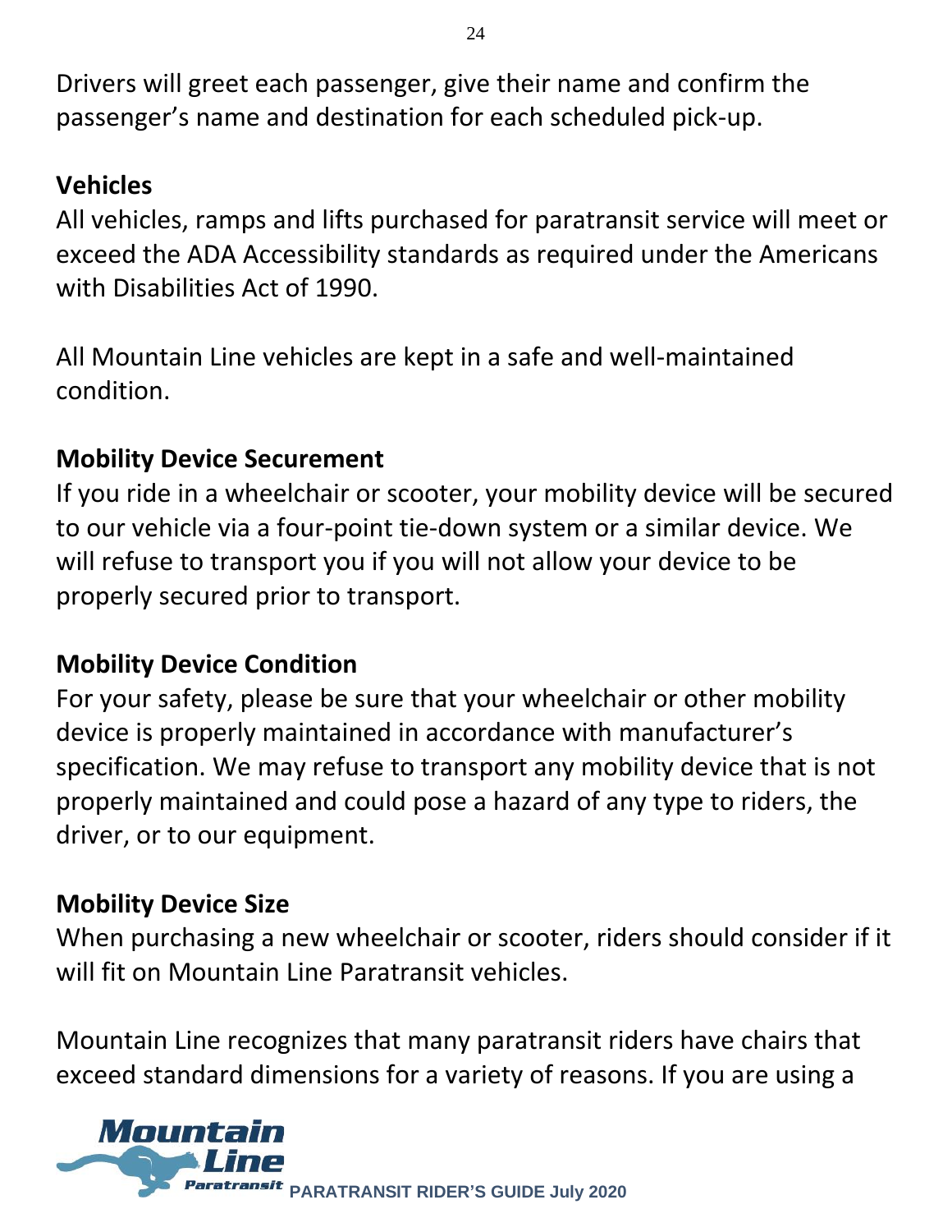Drivers will greet each passenger, give their name and confirm the passenger's name and destination for each scheduled pick-up.

## Vehicles

All vehicles, ramps and lifts purchased for paratransit service will meet or exceed the ADA Accessibility standards as required under the Americans with Disabilities Act of 1990.

All Mountain Line vehicles are kept in a safe and well-maintained condition.

## Mobility Device Securement

If you ride in a wheelchair or scooter, your mobility device will be secured to our vehicle via a four-point tie-down system or a similar device. We will refuse to transport you if you will not allow your device to be properly secured prior to transport.

## Mobility Device Condition

For your safety, please be sure that your wheelchair or other mobility device is properly maintained in accordance with manufacturer's specification. We may refuse to transport any mobility device that is not properly maintained and could pose a hazard of any type to riders, the driver, or to our equipment.

## Mobility Device Size

When purchasing a new wheelchair or scooter, riders should consider if it will fit on Mountain Line Paratransit vehicles.

Mountain Line recognizes that many paratransit riders have chairs that exceed standard dimensions for a variety of reasons. If you are using a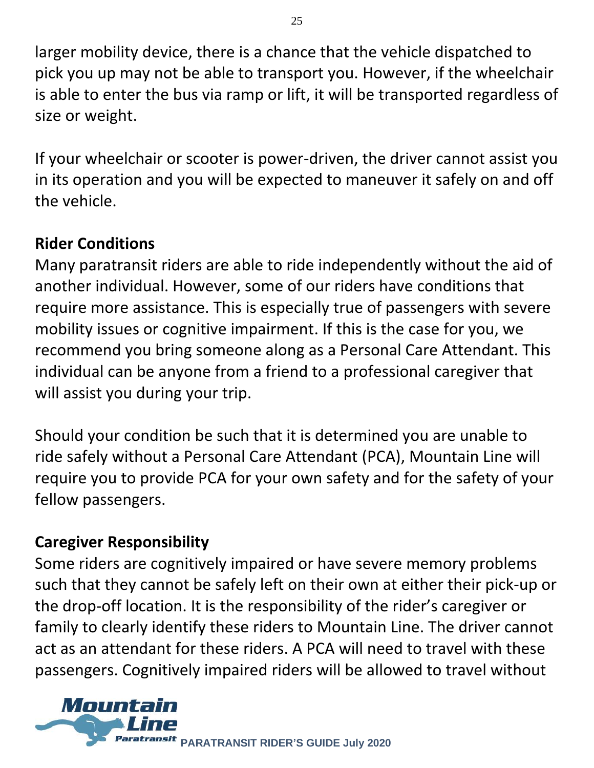larger mobility device, there is a chance that the vehicle dispatched to pick you up may not be able to transport you. However, if the wheelchair is able to enter the bus via ramp or lift, it will be transported regardless of size or weight.

If your wheelchair or scooter is power-driven, the driver cannot assist you in its operation and you will be expected to maneuver it safely on and off the vehicle.

## Rider Conditions

Many paratransit riders are able to ride independently without the aid of another individual. However, some of our riders have conditions that require more assistance. This is especially true of passengers with severe mobility issues or cognitive impairment. If this is the case for you, we recommend you bring someone along as a Personal Care Attendant. This individual can be anyone from a friend to a professional caregiver that will assist you during your trip.

Should your condition be such that it is determined you are unable to ride safely without a Personal Care Attendant (PCA), Mountain Line will require you to provide PCA for your own safety and for the safety of your fellow passengers.

## Caregiver Responsibility

Some riders are cognitively impaired or have severe memory problems such that they cannot be safely left on their own at either their pick-up or the drop-off location. It is the responsibility of the rider's caregiver or family to clearly identify these riders to Mountain Line. The driver cannot act as an attendant for these riders. A PCA will need to travel with these passengers. Cognitively impaired riders will be allowed to travel without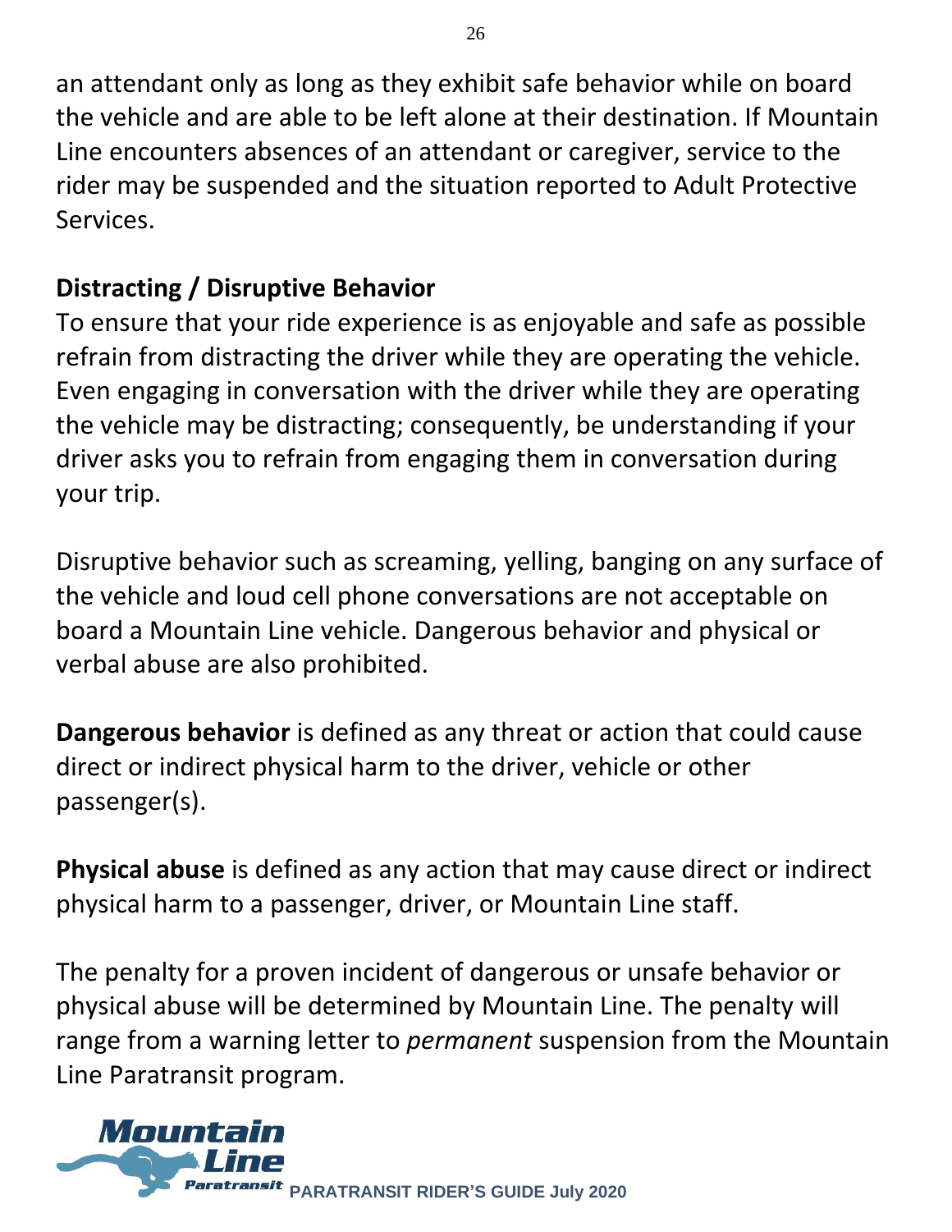an attendant only as long as they exhibit safe behavior while on board the vehicle and are able to be left alone at their destination. If Mountain Line encounters absences of an attendant or caregiver, service to the rider may be suspended and the situation reported to Adult Protective Services.

## Distracting / Disruptive Behavior

To ensure that your ride experience is as enjoyable and safe as possible refrain from distracting the driver while they are operating the vehicle. Even engaging in conversation with the driver while they are operating the vehicle may be distracting; consequently, be understanding if your driver asks you to refrain from engaging them in conversation during your trip.

Disruptive behavior such as screaming, yelling, banging on any surface of the vehicle and loud cell phone conversations are not acceptable on board a Mountain Line vehicle. Dangerous behavior and physical or verbal abuse are also prohibited.

**Dangerous behavior** is defined as any threat or action that could cause direct or indirect physical harm to the driver, vehicle or other passenger(s).

**Physical abuse** is defined as any action that may cause direct or indirect physical harm to a passenger, driver, or Mountain Line staff.

The penalty for a proven incident of dangerous or unsafe behavior or physical abuse will be determined by Mountain Line. The penalty will range from a warning letter to *permanent* suspension from the Mountain Line Paratransit program.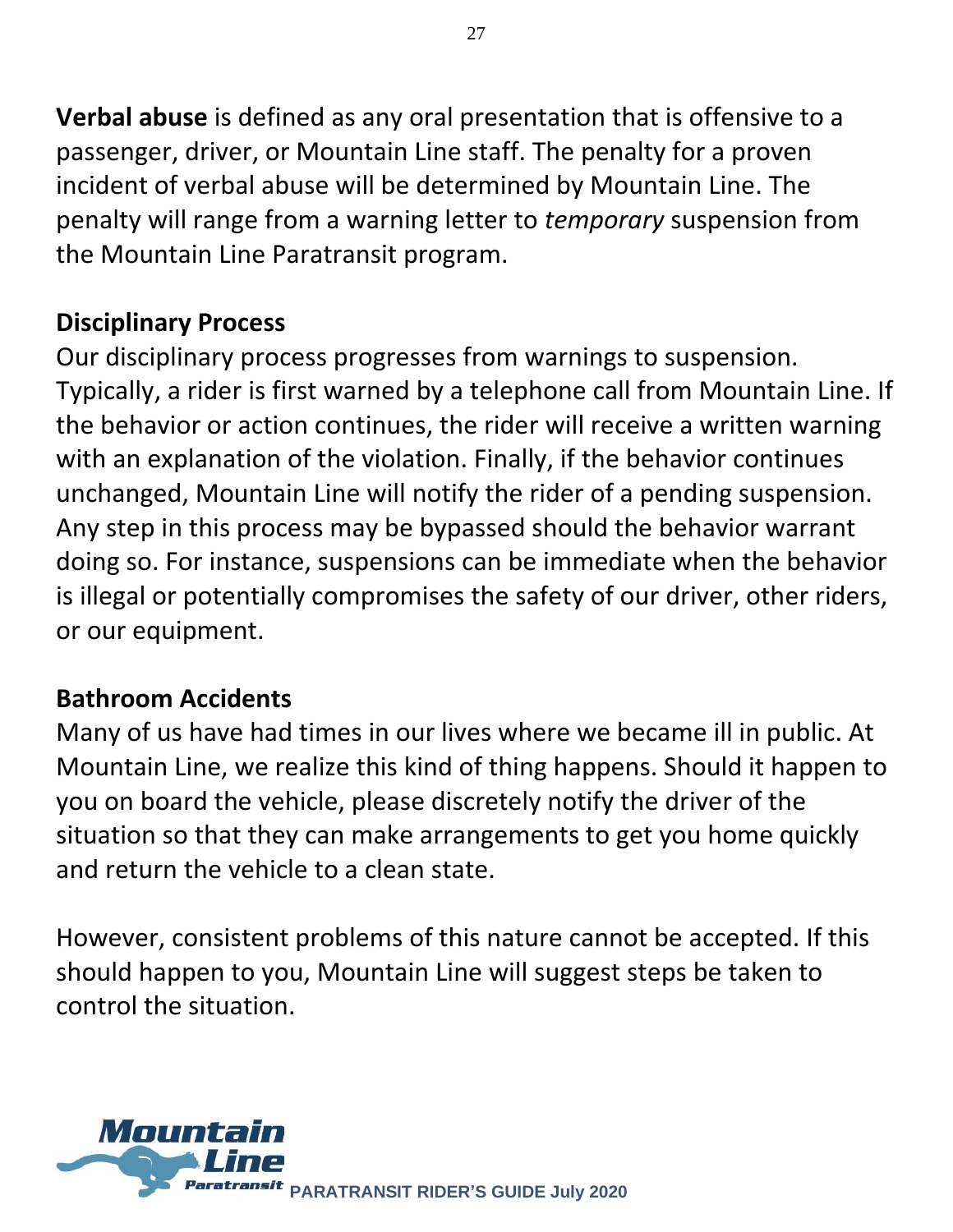**Verbal abuse** is defined as any oral presentation that is offensive to a passenger, driver, or Mountain Line staff. The penalty for a proven incident of verbal abuse will be determined by Mountain Line. The penalty will range from a warning letter to *temporary* suspension from the Mountain Line Paratransit program.

## Disciplinary Process

Our disciplinary process progresses from warnings to suspension. Typically, a rider is first warned by a telephone call from Mountain Line. If the behavior or action continues, the rider will receive a written warning with an explanation of the violation. Finally, if the behavior continues unchanged, Mountain Line will notify the rider of a pending suspension. Any step in this process may be bypassed should the behavior warrant doing so. For instance, suspensions can be immediate when the behavior is illegal or potentially compromises the safety of our driver, other riders, or our equipment.

## Bathroom Accidents

Many of us have had times in our lives where we became ill in public. At Mountain Line, we realize this kind of thing happens. Should it happen to you on board the vehicle, please discretely notify the driver of the situation so that they can make arrangements to get you home quickly and return the vehicle to a clean state.

However, consistent problems of this nature cannot be accepted. If this should happen to you, Mountain Line will suggest steps be taken to control the situation.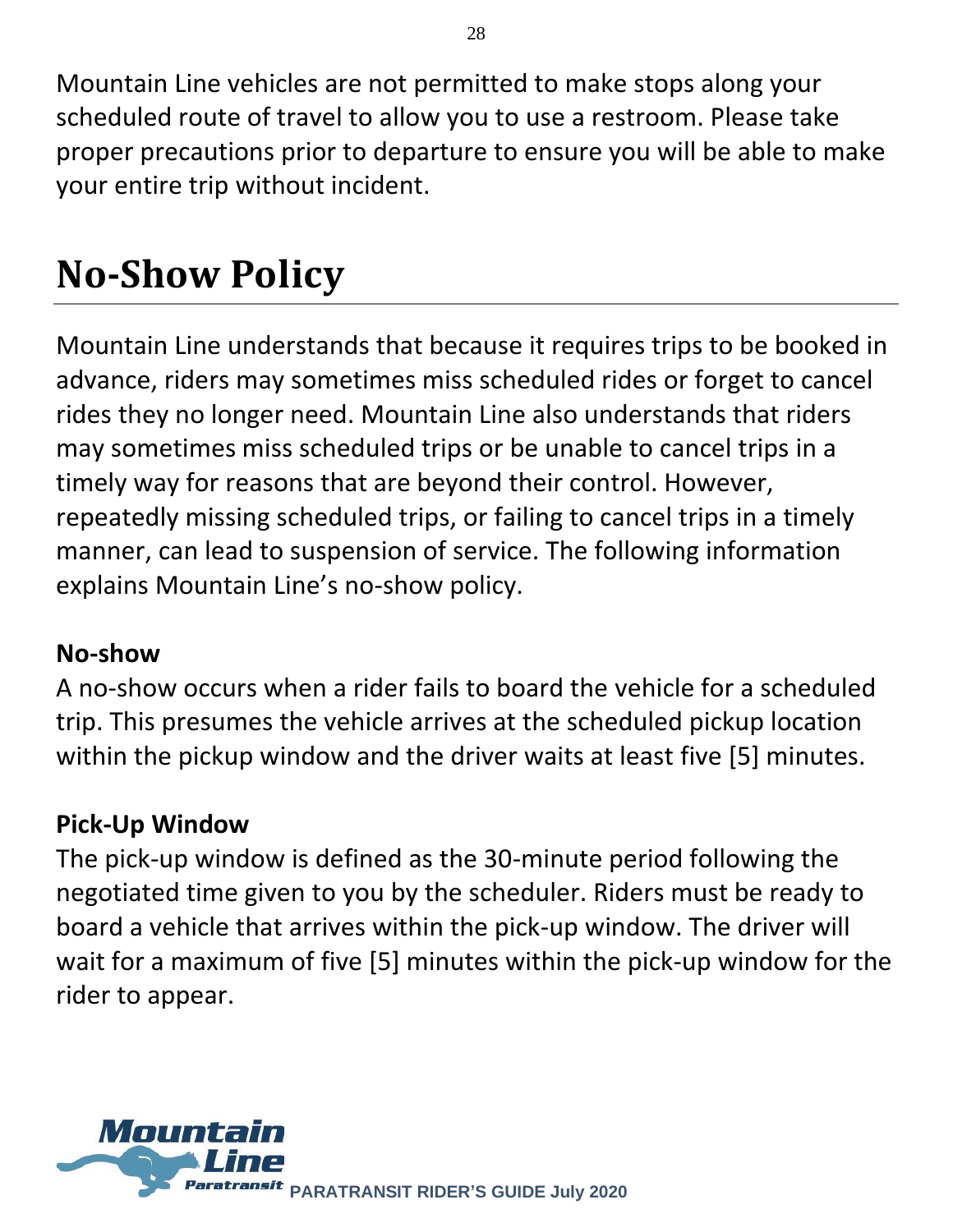Mountain Line vehicles are not permitted to make stops along your scheduled route of travel to allow you to use a restroom. Please take proper precautions prior to departure to ensure you will be able to make your entire trip without incident.

# No-Show Policy

Mountain Line understands that because it requires trips to be booked in advance, riders may sometimes miss scheduled rides or forget to cancel rides they no longer need. Mountain Line also understands that riders may sometimes miss scheduled trips or be unable to cancel trips in a timely way for reasons that are beyond their control. However, repeatedly missing scheduled trips, or failing to cancel trips in a timely manner, can lead to suspension of service. The following information explains Mountain Line's no-show policy.

### No-show

A no-show occurs when a rider fails to board the vehicle for a scheduled trip. This presumes the vehicle arrives at the scheduled pickup location within the pickup window and the driver waits at least five [5] minutes.

### Pick-Up Window

The pick-up window is defined as the 30-minute period following the negotiated time given to you by the scheduler. Riders must be ready to board a vehicle that arrives within the pick-up window. The driver will wait for a maximum of five [5] minutes within the pick-up window for the rider to appear.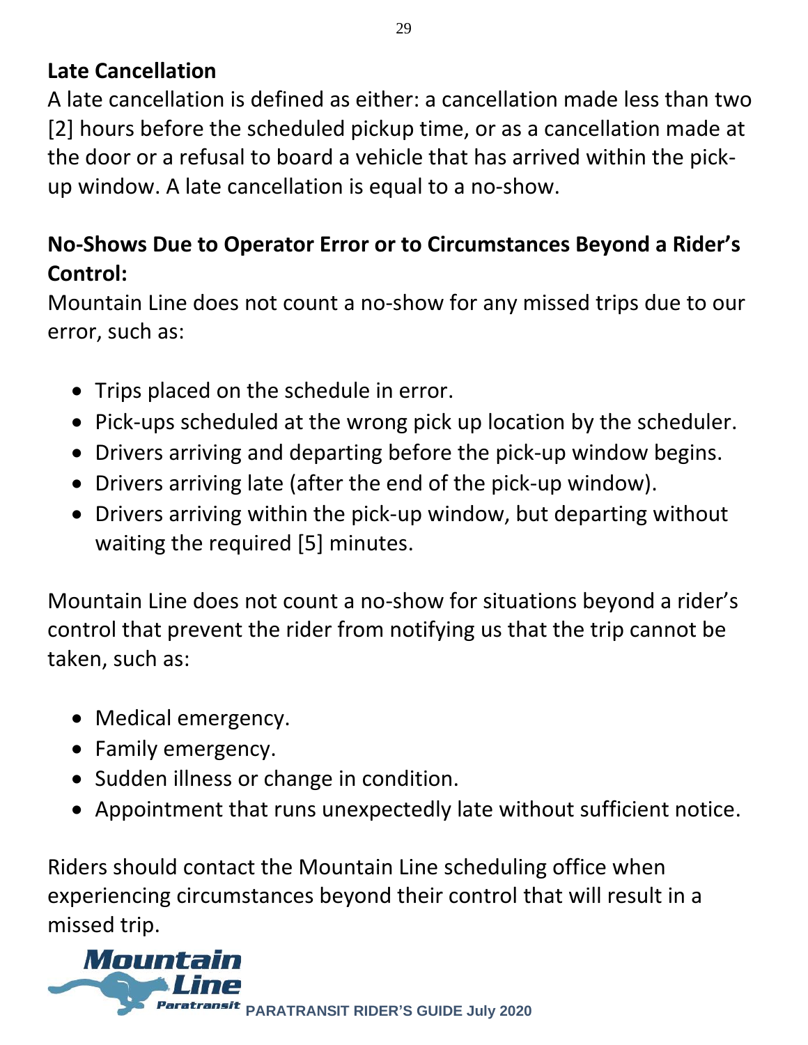## Late Cancellation

A late cancellation is defined as either: a cancellation made less than two [2] hours before the scheduled pickup time, or as a cancellation made at the door or a refusal to board a vehicle that has arrived within the pick-up window. A late cancellation is equal to a no-show.

## No-Shows Due to Operator Error or to Circumstances Beyond a Rider's Control:

Mountain Line does not count a no-show for any missed trips due to our error, such as:

- Trips placed on the schedule in error.
- Pick-ups scheduled at the wrong pick up location by the scheduler.
- Drivers arriving and departing before the pick-up window begins.
- Drivers arriving late (after the end of the pick-up window).
- Drivers arriving within the pick-up window, but departing without waiting the required [5] minutes.

Mountain Line does not count a no-show for situations beyond a rider's control that prevent the rider from notifying us that the trip cannot be taken, such as:

- Medical emergency.
- Family emergency.
- Sudden illness or change in condition.
- Appointment that runs unexpectedly late without sufficient notice.

Riders should contact the Mountain Line scheduling office when experiencing circumstances beyond their control that will result in a missed trip.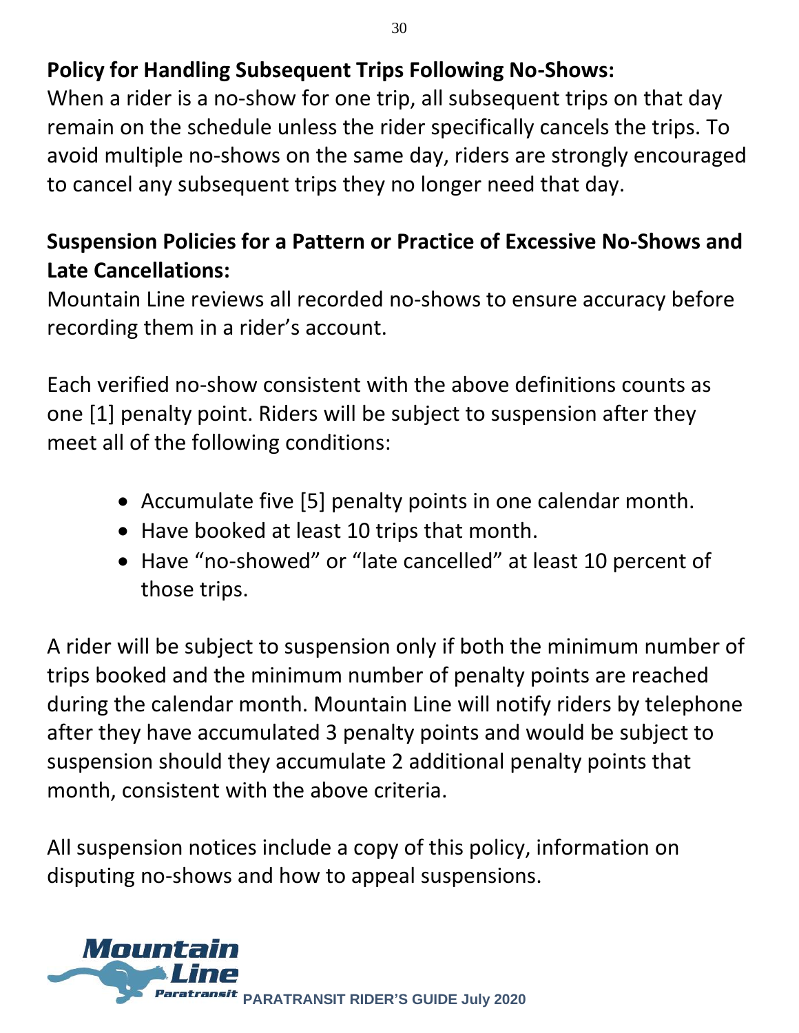**Policy for Handling Subsequent Trips Following No-Shows:**
When a rider is a no-show for one trip, all subsequent trips on that day remain on the schedule unless the rider specifically cancels the trips. To avoid multiple no-shows on the same day, riders are strongly encouraged to cancel any subsequent trips they no longer need that day.

**Suspension Policies for a Pattern or Practice of Excessive No-Shows and Late Cancellations:**
Mountain Line reviews all recorded no-shows to ensure accuracy before recording them in a rider's account.

Each verified no-show consistent with the above definitions counts as one [1] penalty point. Riders will be subject to suspension after they meet all of the following conditions:

- Accumulate five [5] penalty points in one calendar month.
- Have booked at least 10 trips that month.
- Have "no-showed" or "late cancelled" at least 10 percent of those trips.

A rider will be subject to suspension only if both the minimum number of trips booked and the minimum number of penalty points are reached during the calendar month. Mountain Line will notify riders by telephone after they have accumulated 3 penalty points and would be subject to suspension should they accumulate 2 additional penalty points that month, consistent with the above criteria.

All suspension notices include a copy of this policy, information on disputing no-shows and how to appeal suspensions.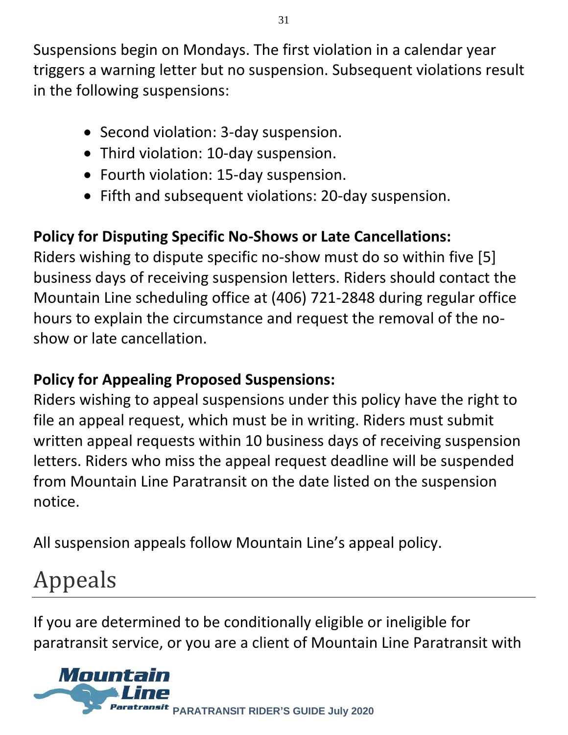Suspensions begin on Mondays. The first violation in a calendar year triggers a warning letter but no suspension. Subsequent violations result in the following suspensions:

- Second violation: 3-day suspension.
- Third violation: 10-day suspension.
- Fourth violation: 15-day suspension.
- Fifth and subsequent violations: 20-day suspension.

**Policy for Disputing Specific No-Shows or Late Cancellations:**
Riders wishing to dispute specific no-show must do so within five [5] business days of receiving suspension letters. Riders should contact the Mountain Line scheduling office at (406) 721-2848 during regular office hours to explain the circumstance and request the removal of the no-show or late cancellation.

**Policy for Appealing Proposed Suspensions:**
Riders wishing to appeal suspensions under this policy have the right to file an appeal request, which must be in writing. Riders must submit written appeal requests within 10 business days of receiving suspension letters. Riders who miss the appeal request deadline will be suspended from Mountain Line Paratransit on the date listed on the suspension notice.

All suspension appeals follow Mountain Line's appeal policy.

# Appeals

If you are determined to be conditionally eligible or ineligible for paratransit service, or you are a client of Mountain Line Paratransit with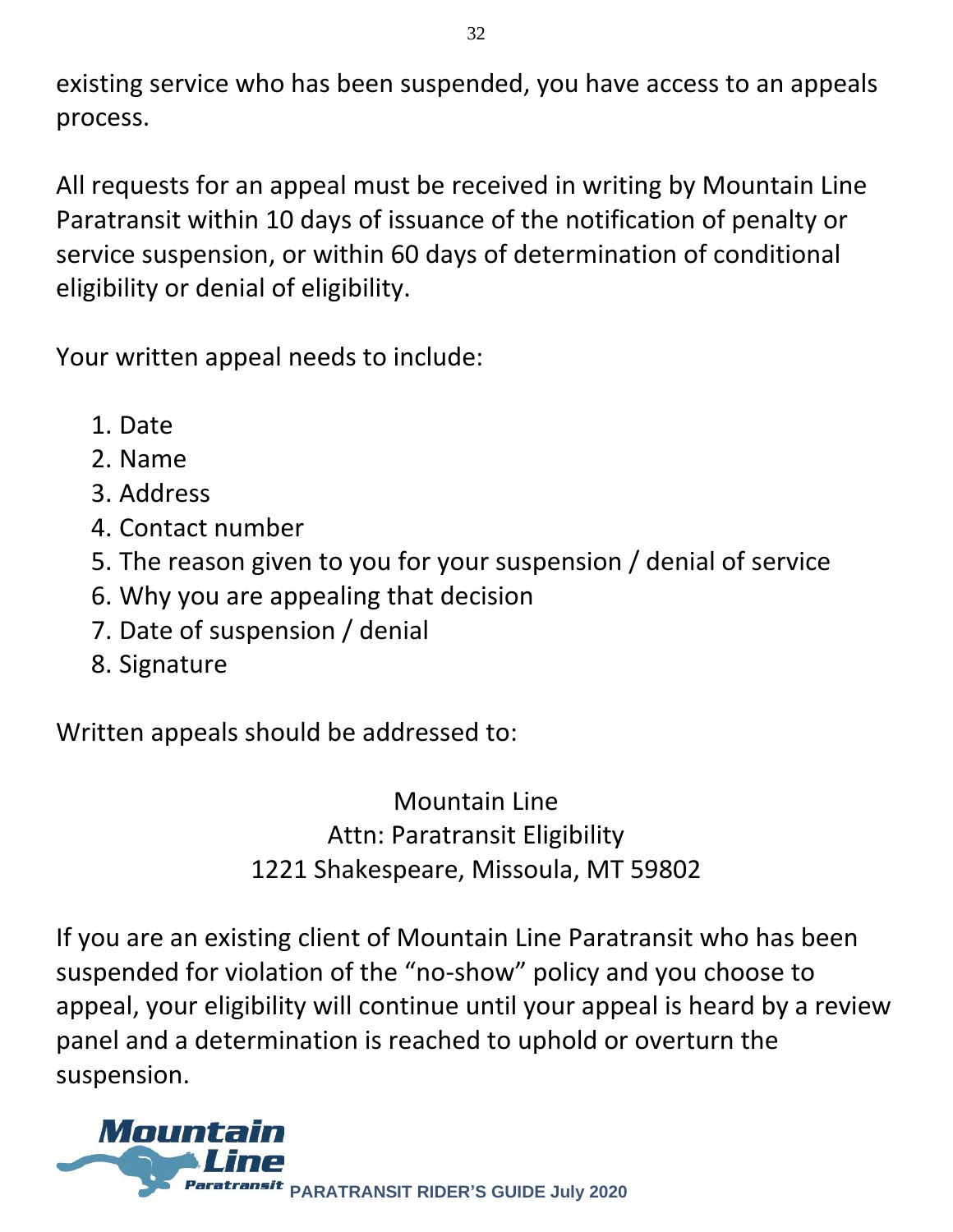existing service who has been suspended, you have access to an appeals process.

All requests for an appeal must be received in writing by Mountain Line Paratransit within 10 days of issuance of the notification of penalty or service suspension, or within 60 days of determination of conditional eligibility or denial of eligibility.

Your written appeal needs to include:

1. Date
2. Name
3. Address
4. Contact number
5. The reason given to you for your suspension / denial of service
6. Why you are appealing that decision
7. Date of suspension / denial
8. Signature

Written appeals should be addressed to:

Mountain Line
Attn: Paratransit Eligibility
1221 Shakespeare, Missoula, MT 59802

If you are an existing client of Mountain Line Paratransit who has been suspended for violation of the "no-show" policy and you choose to appeal, your eligibility will continue until your appeal is heard by a review panel and a determination is reached to uphold or overturn the suspension.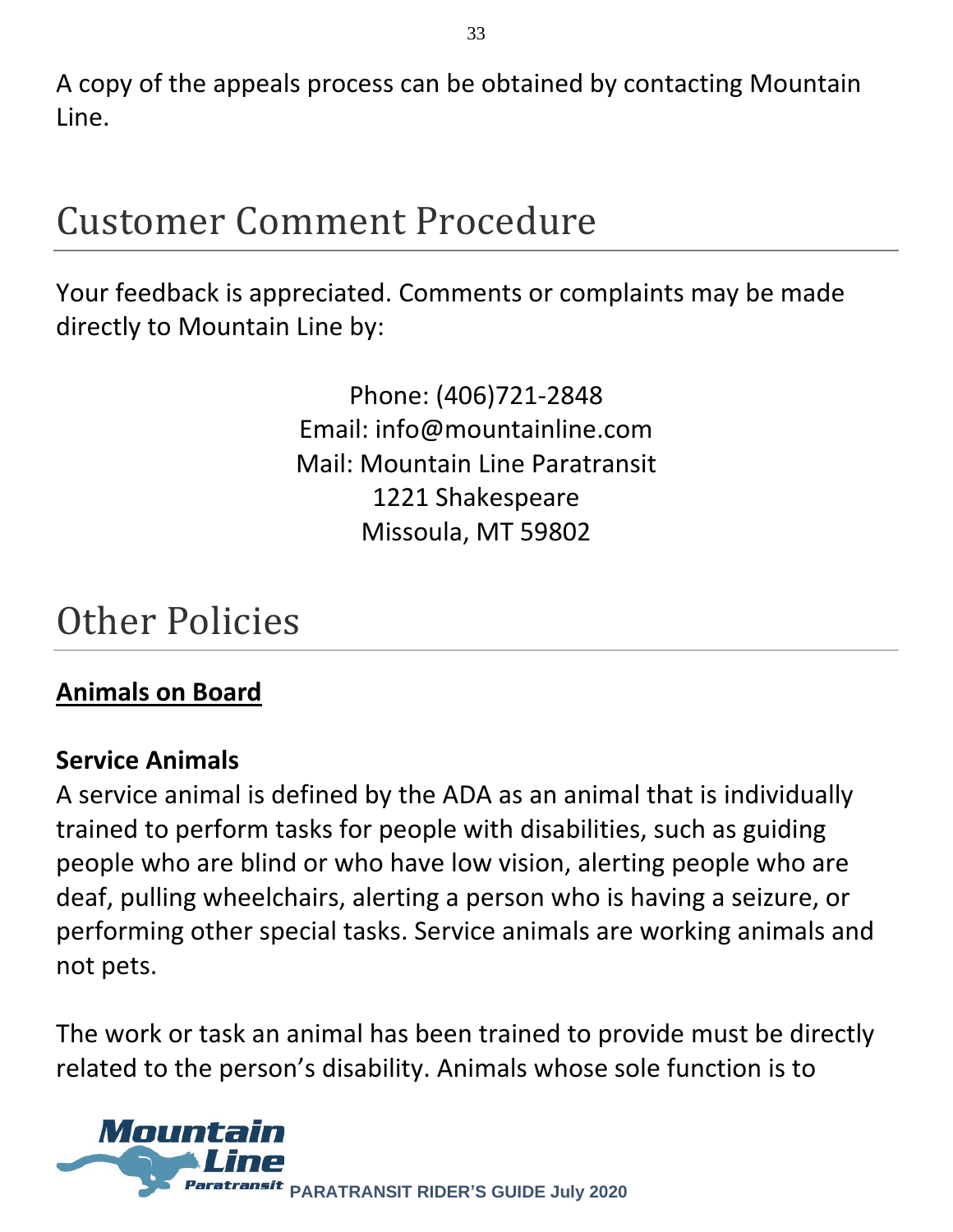A copy of the appeals process can be obtained by contacting Mountain Line.

# Customer Comment Procedure

Your feedback is appreciated. Comments or complaints may be made directly to Mountain Line by:

Phone: (406)721-2848
Email: info@mountainline.com
Mail: Mountain Line Paratransit
1221 Shakespeare
Missoula, MT 59802

# Other Policies

**Animals on Board**

### Service Animals

A service animal is defined by the ADA as an animal that is individually trained to perform tasks for people with disabilities, such as guiding people who are blind or who have low vision, alerting people who are deaf, pulling wheelchairs, alerting a person who is having a seizure, or performing other special tasks. Service animals are working animals and not pets.

The work or task an animal has been trained to provide must be directly related to the person's disability. Animals whose sole function is to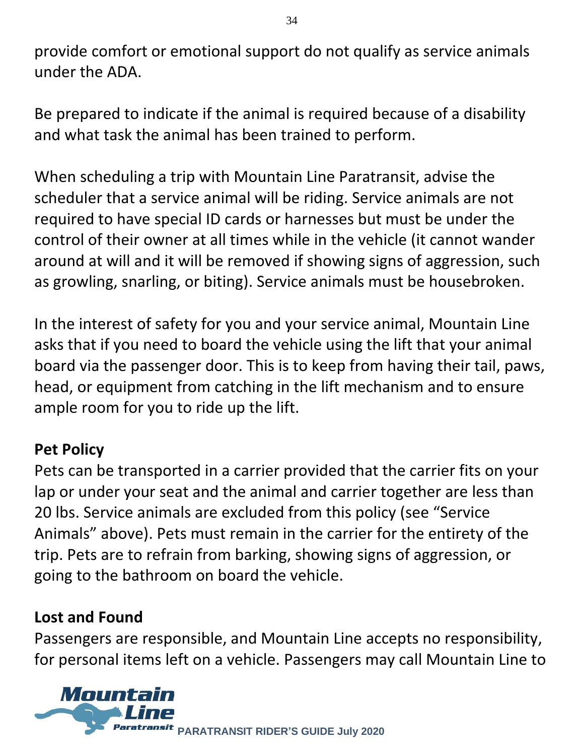provide comfort or emotional support do not qualify as service animals under the ADA.

Be prepared to indicate if the animal is required because of a disability and what task the animal has been trained to perform.

When scheduling a trip with Mountain Line Paratransit, advise the scheduler that a service animal will be riding. Service animals are not required to have special ID cards or harnesses but must be under the control of their owner at all times while in the vehicle (it cannot wander around at will and it will be removed if showing signs of aggression, such as growling, snarling, or biting). Service animals must be housebroken.

In the interest of safety for you and your service animal, Mountain Line asks that if you need to board the vehicle using the lift that your animal board via the passenger door. This is to keep from having their tail, paws, head, or equipment from catching in the lift mechanism and to ensure ample room for you to ride up the lift.

## Pet Policy

Pets can be transported in a carrier provided that the carrier fits on your lap or under your seat and the animal and carrier together are less than 20 lbs. Service animals are excluded from this policy (see "Service Animals" above). Pets must remain in the carrier for the entirety of the trip. Pets are to refrain from barking, showing signs of aggression, or going to the bathroom on board the vehicle.

## Lost and Found

Passengers are responsible, and Mountain Line accepts no responsibility, for personal items left on a vehicle. Passengers may call Mountain Line to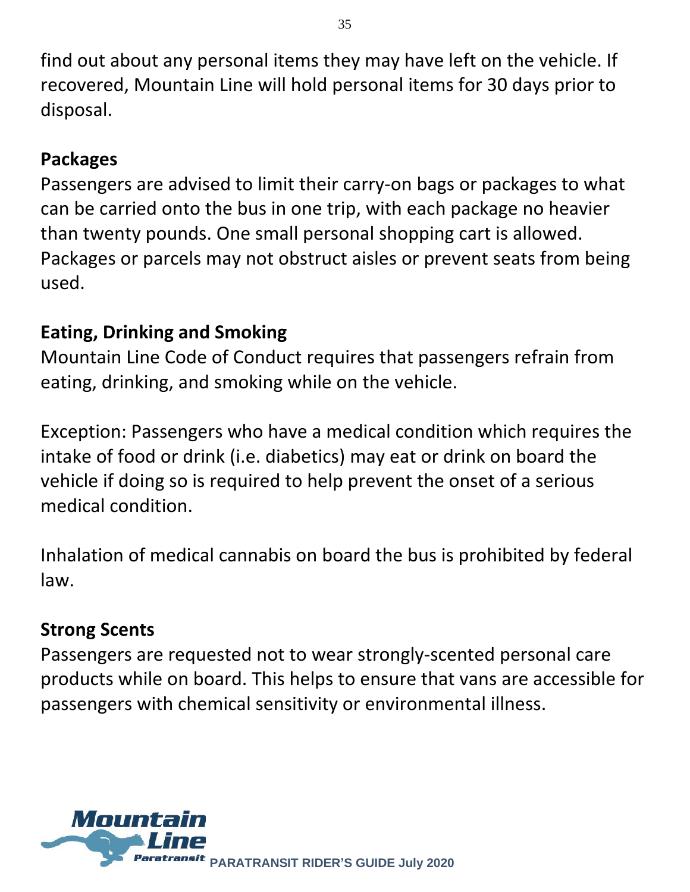find out about any personal items they may have left on the vehicle. If recovered, Mountain Line will hold personal items for 30 days prior to disposal.

### Packages

Passengers are advised to limit their carry-on bags or packages to what can be carried onto the bus in one trip, with each package no heavier than twenty pounds. One small personal shopping cart is allowed. Packages or parcels may not obstruct aisles or prevent seats from being used.

### Eating, Drinking and Smoking

Mountain Line Code of Conduct requires that passengers refrain from eating, drinking, and smoking while on the vehicle.

Exception: Passengers who have a medical condition which requires the intake of food or drink (i.e. diabetics) may eat or drink on board the vehicle if doing so is required to help prevent the onset of a serious medical condition.

Inhalation of medical cannabis on board the bus is prohibited by federal law.

### Strong Scents

Passengers are requested not to wear strongly-scented personal care products while on board. This helps to ensure that vans are accessible for passengers with chemical sensitivity or environmental illness.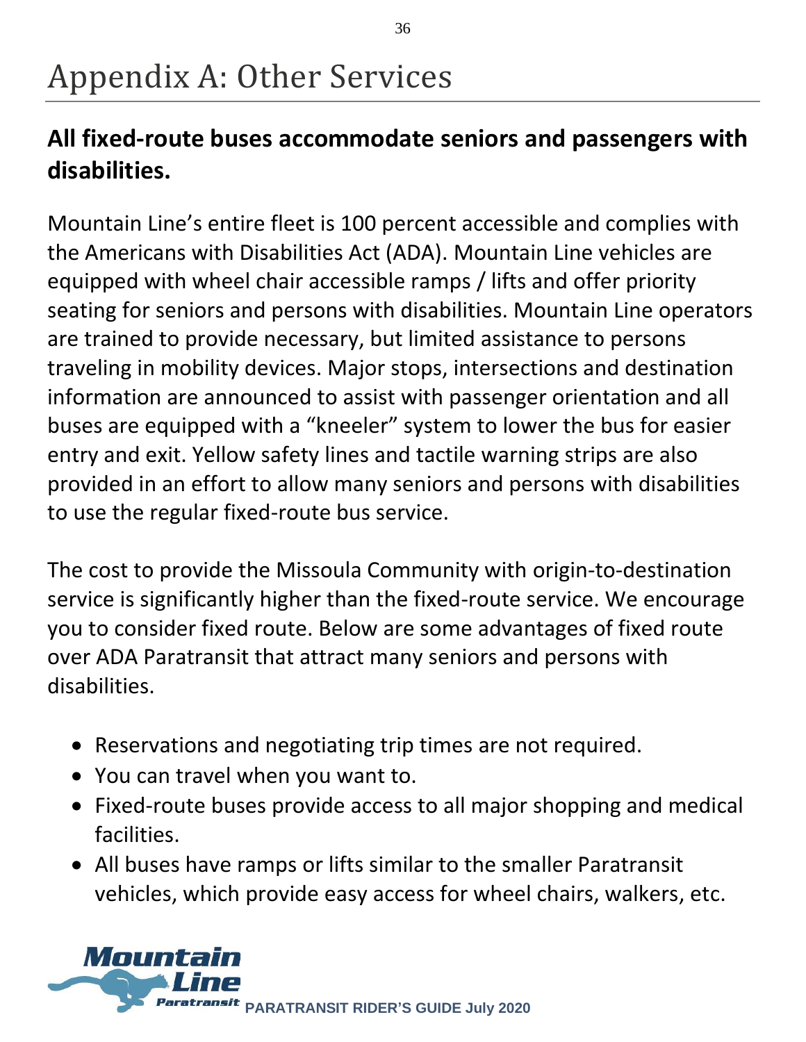# Appendix A: Other Services

## All fixed-route buses accommodate seniors and passengers with disabilities.

Mountain Line's entire fleet is 100 percent accessible and complies with the Americans with Disabilities Act (ADA). Mountain Line vehicles are equipped with wheel chair accessible ramps / lifts and offer priority seating for seniors and persons with disabilities. Mountain Line operators are trained to provide necessary, but limited assistance to persons traveling in mobility devices. Major stops, intersections and destination information are announced to assist with passenger orientation and all buses are equipped with a "kneeler" system to lower the bus for easier entry and exit. Yellow safety lines and tactile warning strips are also provided in an effort to allow many seniors and persons with disabilities to use the regular fixed-route bus service.

The cost to provide the Missoula Community with origin-to-destination service is significantly higher than the fixed-route service. We encourage you to consider fixed route. Below are some advantages of fixed route over ADA Paratransit that attract many seniors and persons with disabilities.

- Reservations and negotiating trip times are not required.
- You can travel when you want to.
- Fixed-route buses provide access to all major shopping and medical facilities.
- All buses have ramps or lifts similar to the smaller Paratransit vehicles, which provide easy access for wheel chairs, walkers, etc.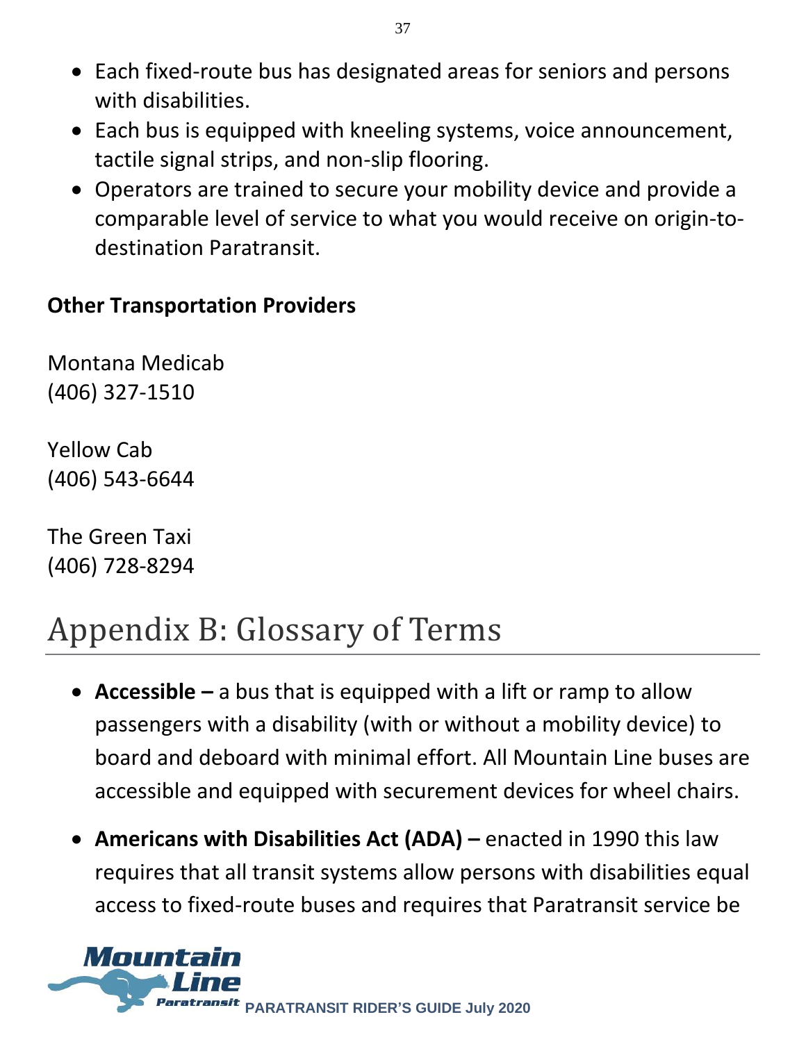- Each fixed-route bus has designated areas for seniors and persons with disabilities.
- Each bus is equipped with kneeling systems, voice announcement, tactile signal strips, and non-slip flooring.
- Operators are trained to secure your mobility device and provide a comparable level of service to what you would receive on origin-to-destination Paratransit.

**Other Transportation Providers**

Montana Medicab
(406) 327-1510

Yellow Cab
(406) 543-6644

The Green Taxi
(406) 728-8294

# Appendix B: Glossary of Terms

- **Accessible –** a bus that is equipped with a lift or ramp to allow passengers with a disability (with or without a mobility device) to board and deboard with minimal effort. All Mountain Line buses are accessible and equipped with securement devices for wheel chairs.
- **Americans with Disabilities Act (ADA) –** enacted in 1990 this law requires that all transit systems allow persons with disabilities equal access to fixed-route buses and requires that Paratransit service be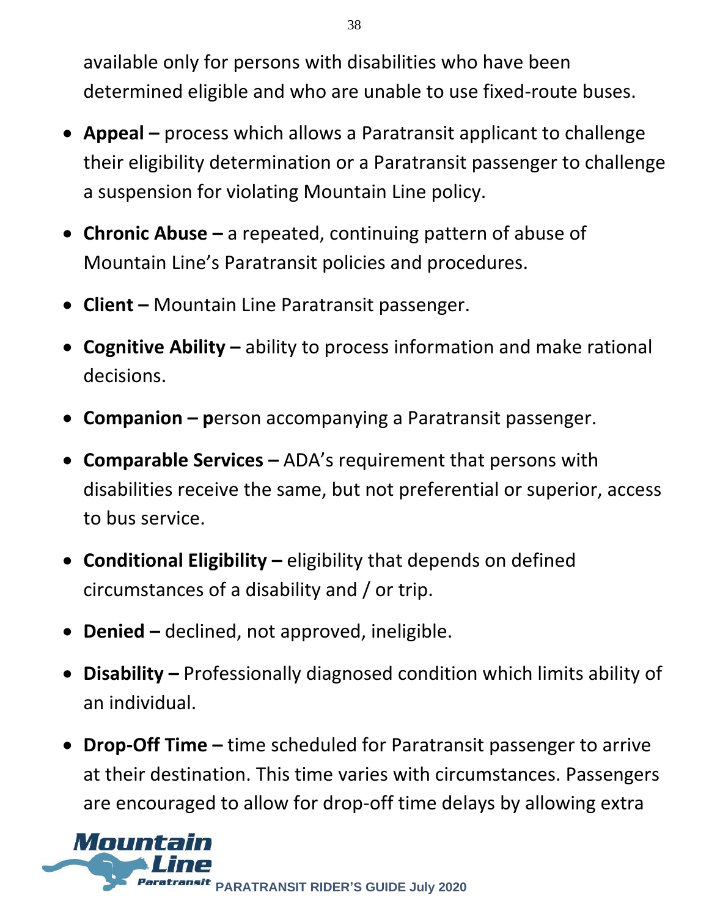available only for persons with disabilities who have been determined eligible and who are unable to use fixed-route buses.

- **Appeal –** process which allows a Paratransit applicant to challenge their eligibility determination or a Paratransit passenger to challenge a suspension for violating Mountain Line policy.
- **Chronic Abuse –** a repeated, continuing pattern of abuse of Mountain Line's Paratransit policies and procedures.
- **Client –** Mountain Line Paratransit passenger.
- **Cognitive Ability –** ability to process information and make rational decisions.
- **Companion – p**erson accompanying a Paratransit passenger.
- **Comparable Services –** ADA's requirement that persons with disabilities receive the same, but not preferential or superior, access to bus service.
- **Conditional Eligibility –** eligibility that depends on defined circumstances of a disability and / or trip.
- **Denied –** declined, not approved, ineligible.
- **Disability –** Professionally diagnosed condition which limits ability of an individual.
- **Drop-Off Time –** time scheduled for Paratransit passenger to arrive at their destination. This time varies with circumstances. Passengers are encouraged to allow for drop-off time delays by allowing extra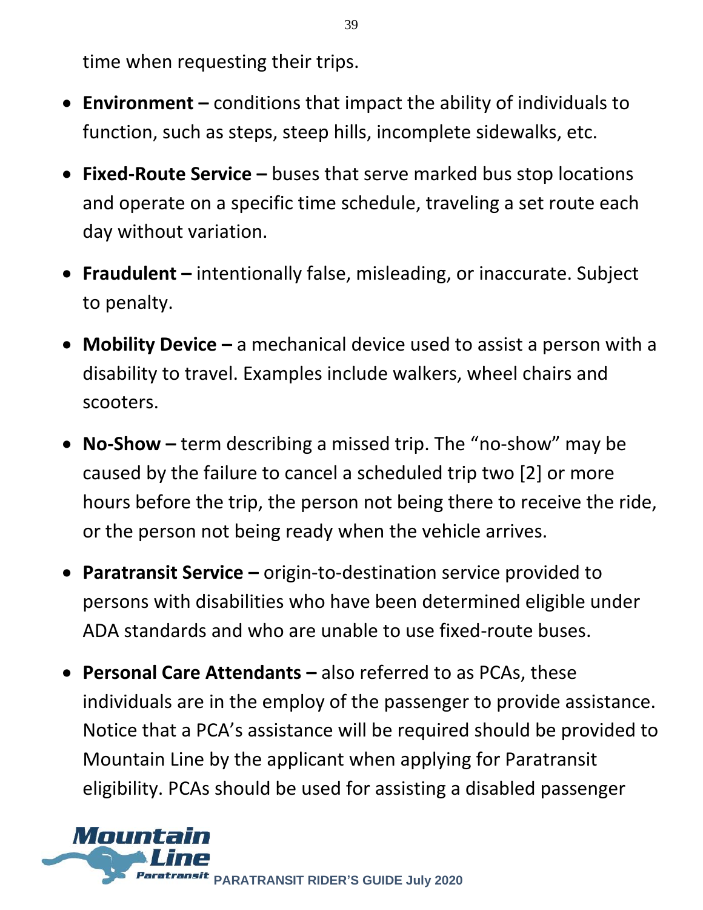time when requesting their trips.

- **Environment –** conditions that impact the ability of individuals to function, such as steps, steep hills, incomplete sidewalks, etc.
- **Fixed-Route Service –** buses that serve marked bus stop locations and operate on a specific time schedule, traveling a set route each day without variation.
- **Fraudulent –** intentionally false, misleading, or inaccurate. Subject to penalty.
- **Mobility Device –** a mechanical device used to assist a person with a disability to travel. Examples include walkers, wheel chairs and scooters.
- **No-Show –** term describing a missed trip. The "no-show" may be caused by the failure to cancel a scheduled trip two [2] or more hours before the trip, the person not being there to receive the ride, or the person not being ready when the vehicle arrives.
- **Paratransit Service –** origin-to-destination service provided to persons with disabilities who have been determined eligible under ADA standards and who are unable to use fixed-route buses.
- **Personal Care Attendants –** also referred to as PCAs, these individuals are in the employ of the passenger to provide assistance. Notice that a PCA's assistance will be required should be provided to Mountain Line by the applicant when applying for Paratransit eligibility. PCAs should be used for assisting a disabled passenger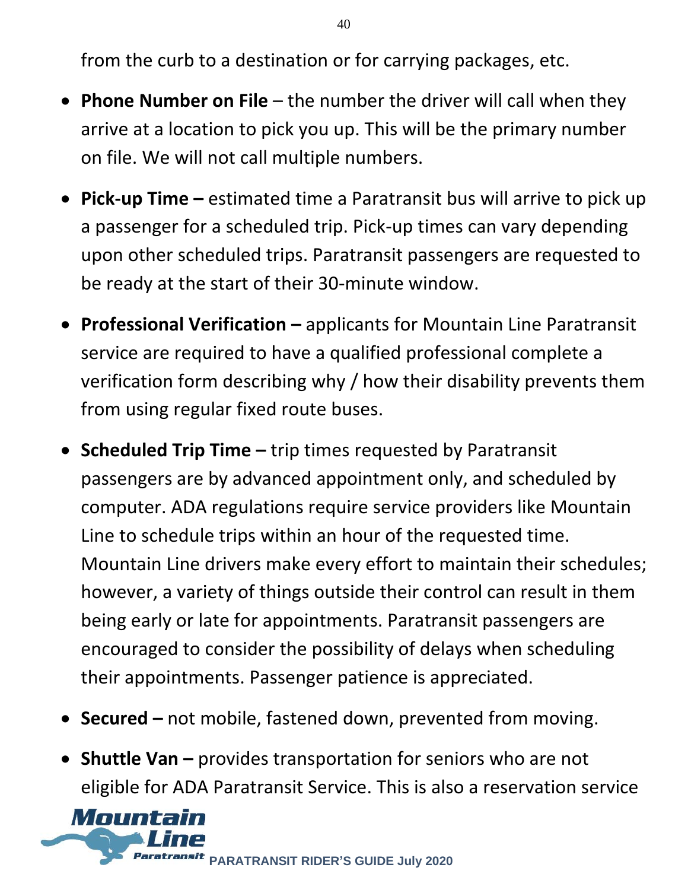from the curb to a destination or for carrying packages, etc.

- **Phone Number on File** – the number the driver will call when they arrive at a location to pick you up. This will be the primary number on file. We will not call multiple numbers.
- **Pick-up Time –** estimated time a Paratransit bus will arrive to pick up a passenger for a scheduled trip. Pick-up times can vary depending upon other scheduled trips. Paratransit passengers are requested to be ready at the start of their 30-minute window.
- **Professional Verification –** applicants for Mountain Line Paratransit service are required to have a qualified professional complete a verification form describing why / how their disability prevents them from using regular fixed route buses.
- **Scheduled Trip Time –** trip times requested by Paratransit passengers are by advanced appointment only, and scheduled by computer. ADA regulations require service providers like Mountain Line to schedule trips within an hour of the requested time. Mountain Line drivers make every effort to maintain their schedules; however, a variety of things outside their control can result in them being early or late for appointments. Paratransit passengers are encouraged to consider the possibility of delays when scheduling their appointments. Passenger patience is appreciated.
- **Secured –** not mobile, fastened down, prevented from moving.
- **Shuttle Van –** provides transportation for seniors who are not eligible for ADA Paratransit Service. This is also a reservation service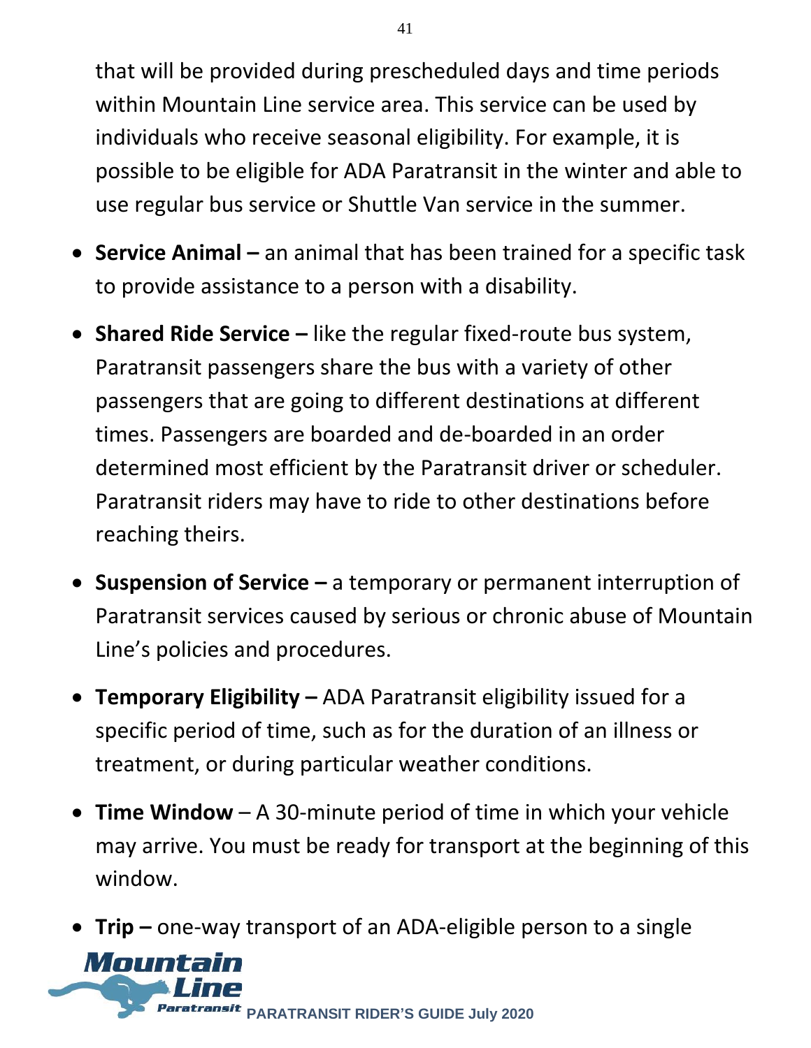that will be provided during prescheduled days and time periods within Mountain Line service area. This service can be used by individuals who receive seasonal eligibility. For example, it is possible to be eligible for ADA Paratransit in the winter and able to use regular bus service or Shuttle Van service in the summer.

- **Service Animal –** an animal that has been trained for a specific task to provide assistance to a person with a disability.
- **Shared Ride Service –** like the regular fixed-route bus system, Paratransit passengers share the bus with a variety of other passengers that are going to different destinations at different times. Passengers are boarded and de-boarded in an order determined most efficient by the Paratransit driver or scheduler. Paratransit riders may have to ride to other destinations before reaching theirs.
- **Suspension of Service –** a temporary or permanent interruption of Paratransit services caused by serious or chronic abuse of Mountain Line's policies and procedures.
- **Temporary Eligibility –** ADA Paratransit eligibility issued for a specific period of time, such as for the duration of an illness or treatment, or during particular weather conditions.
- **Time Window** – A 30-minute period of time in which your vehicle may arrive. You must be ready for transport at the beginning of this window.
- **Trip –** one-way transport of an ADA-eligible person to a single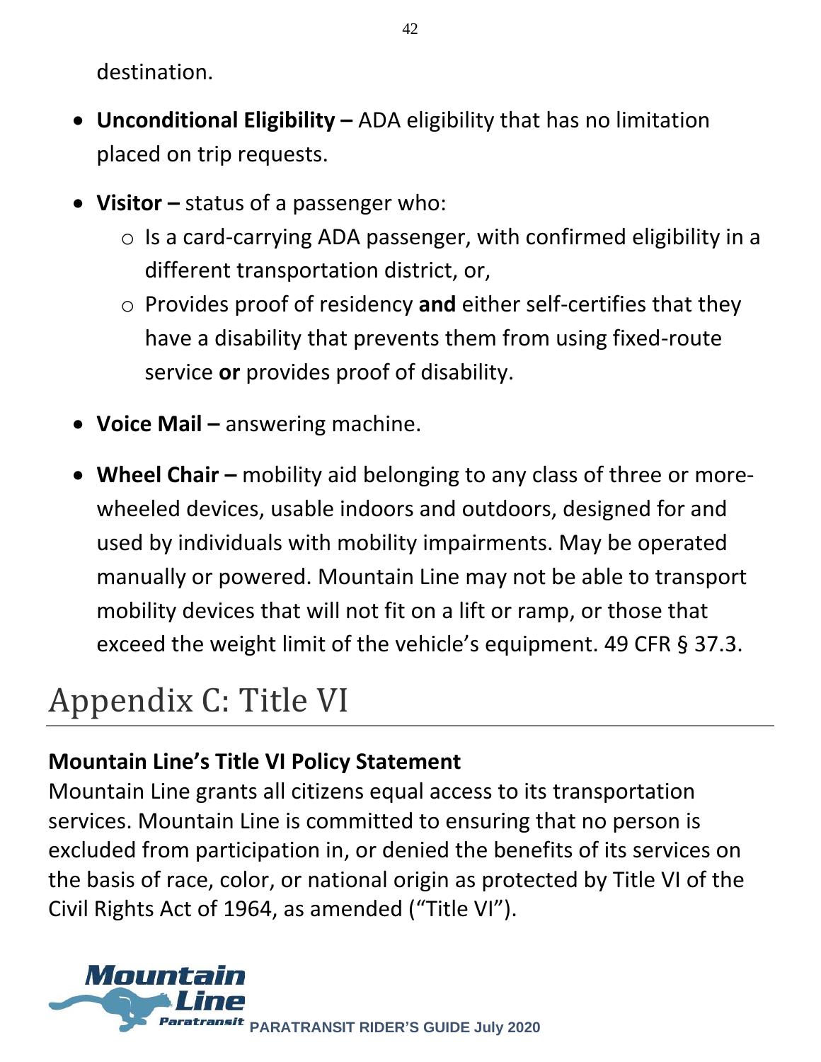destination.

- **Unconditional Eligibility –** ADA eligibility that has no limitation placed on trip requests.
- **Visitor –** status of a passenger who:
  - Is a card-carrying ADA passenger, with confirmed eligibility in a different transportation district, or,
  - Provides proof of residency **and** either self-certifies that they have a disability that prevents them from using fixed-route service **or** provides proof of disability.
- **Voice Mail –** answering machine.
- **Wheel Chair –** mobility aid belonging to any class of three or more-wheeled devices, usable indoors and outdoors, designed for and used by individuals with mobility impairments. May be operated manually or powered. Mountain Line may not be able to transport mobility devices that will not fit on a lift or ramp, or those that exceed the weight limit of the vehicle's equipment. 49 CFR § 37.3.

# Appendix C: Title VI

**Mountain Line's Title VI Policy Statement**

Mountain Line grants all citizens equal access to its transportation services. Mountain Line is committed to ensuring that no person is excluded from participation in, or denied the benefits of its services on the basis of race, color, or national origin as protected by Title VI of the Civil Rights Act of 1964, as amended ("Title VI").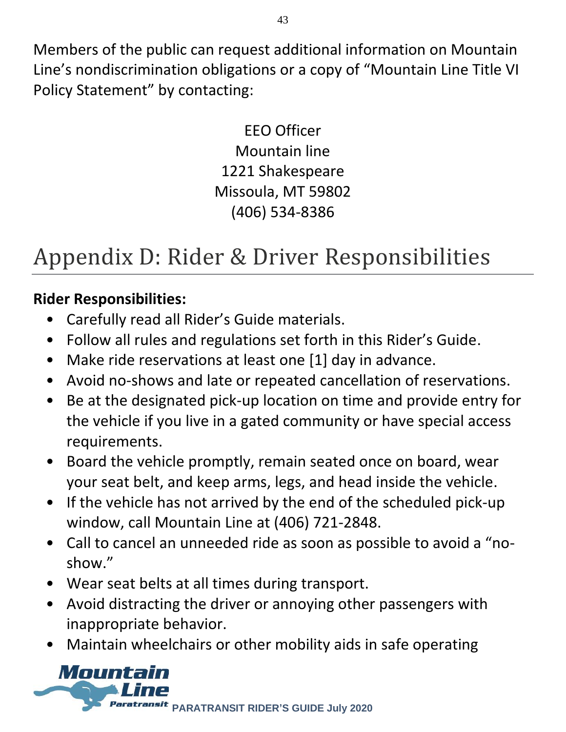Members of the public can request additional information on Mountain Line's nondiscrimination obligations or a copy of "Mountain Line Title VI Policy Statement" by contacting:

EEO Officer
Mountain line
1221 Shakespeare
Missoula, MT 59802
(406) 534-8386

# Appendix D: Rider & Driver Responsibilities

**Rider Responsibilities:**

- Carefully read all Rider's Guide materials.
- Follow all rules and regulations set forth in this Rider's Guide.
- Make ride reservations at least one [1] day in advance.
- Avoid no-shows and late or repeated cancellation of reservations.
- Be at the designated pick-up location on time and provide entry for the vehicle if you live in a gated community or have special access requirements.
- Board the vehicle promptly, remain seated once on board, wear your seat belt, and keep arms, legs, and head inside the vehicle.
- If the vehicle has not arrived by the end of the scheduled pick-up window, call Mountain Line at (406) 721-2848.
- Call to cancel an unneeded ride as soon as possible to avoid a "no-show."
- Wear seat belts at all times during transport.
- Avoid distracting the driver or annoying other passengers with inappropriate behavior.
- Maintain wheelchairs or other mobility aids in safe operating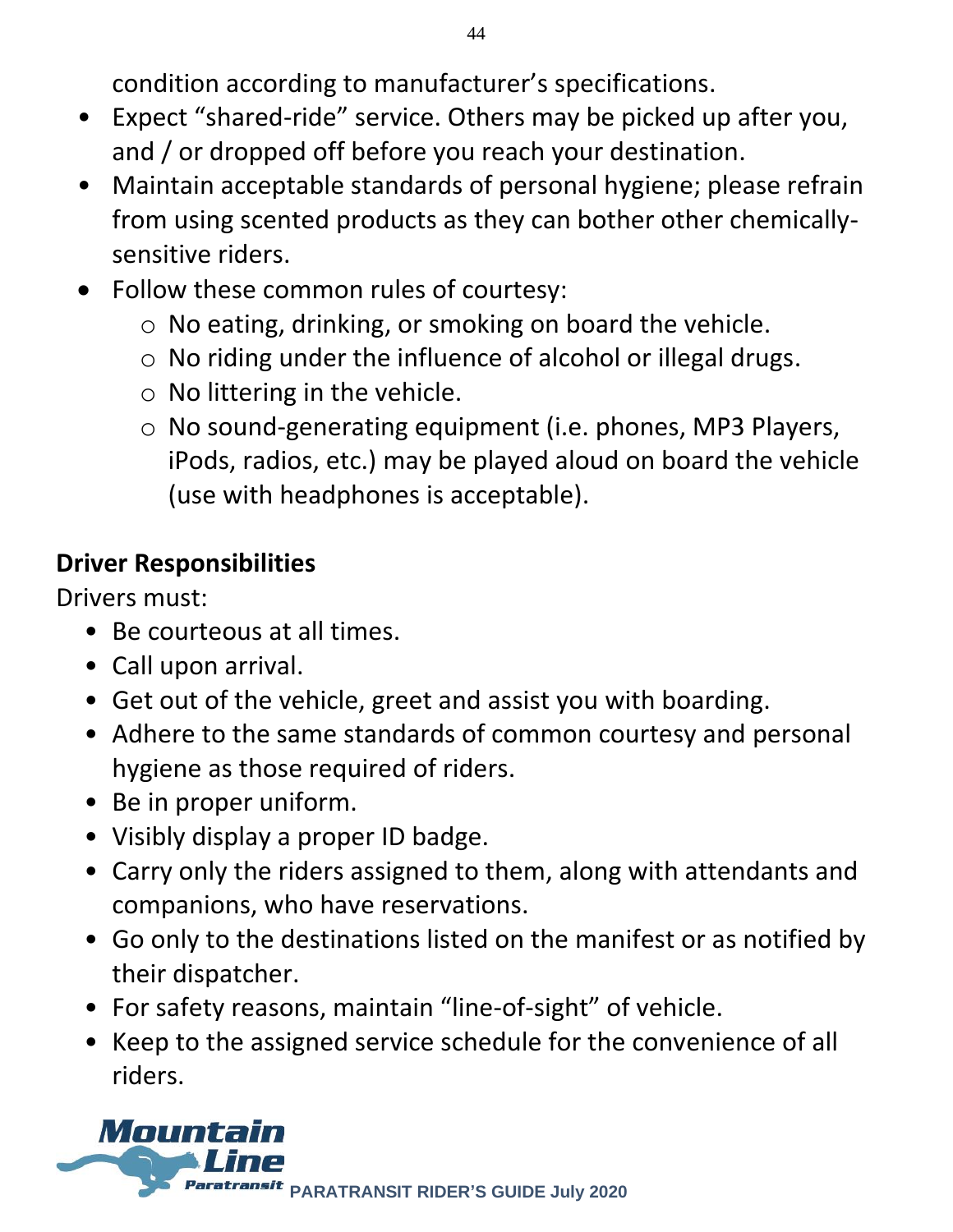condition according to manufacturer's specifications.

- Expect "shared-ride" service. Others may be picked up after you, and / or dropped off before you reach your destination.
- Maintain acceptable standards of personal hygiene; please refrain from using scented products as they can bother other chemically-sensitive riders.
- Follow these common rules of courtesy:
  - No eating, drinking, or smoking on board the vehicle.
  - No riding under the influence of alcohol or illegal drugs.
  - No littering in the vehicle.
  - No sound-generating equipment (i.e. phones, MP3 Players, iPods, radios, etc.) may be played aloud on board the vehicle (use with headphones is acceptable).

**Driver Responsibilities**

Drivers must:

- Be courteous at all times.
- Call upon arrival.
- Get out of the vehicle, greet and assist you with boarding.
- Adhere to the same standards of common courtesy and personal hygiene as those required of riders.
- Be in proper uniform.
- Visibly display a proper ID badge.
- Carry only the riders assigned to them, along with attendants and companions, who have reservations.
- Go only to the destinations listed on the manifest or as notified by their dispatcher.
- For safety reasons, maintain "line-of-sight" of vehicle.
- Keep to the assigned service schedule for the convenience of all riders.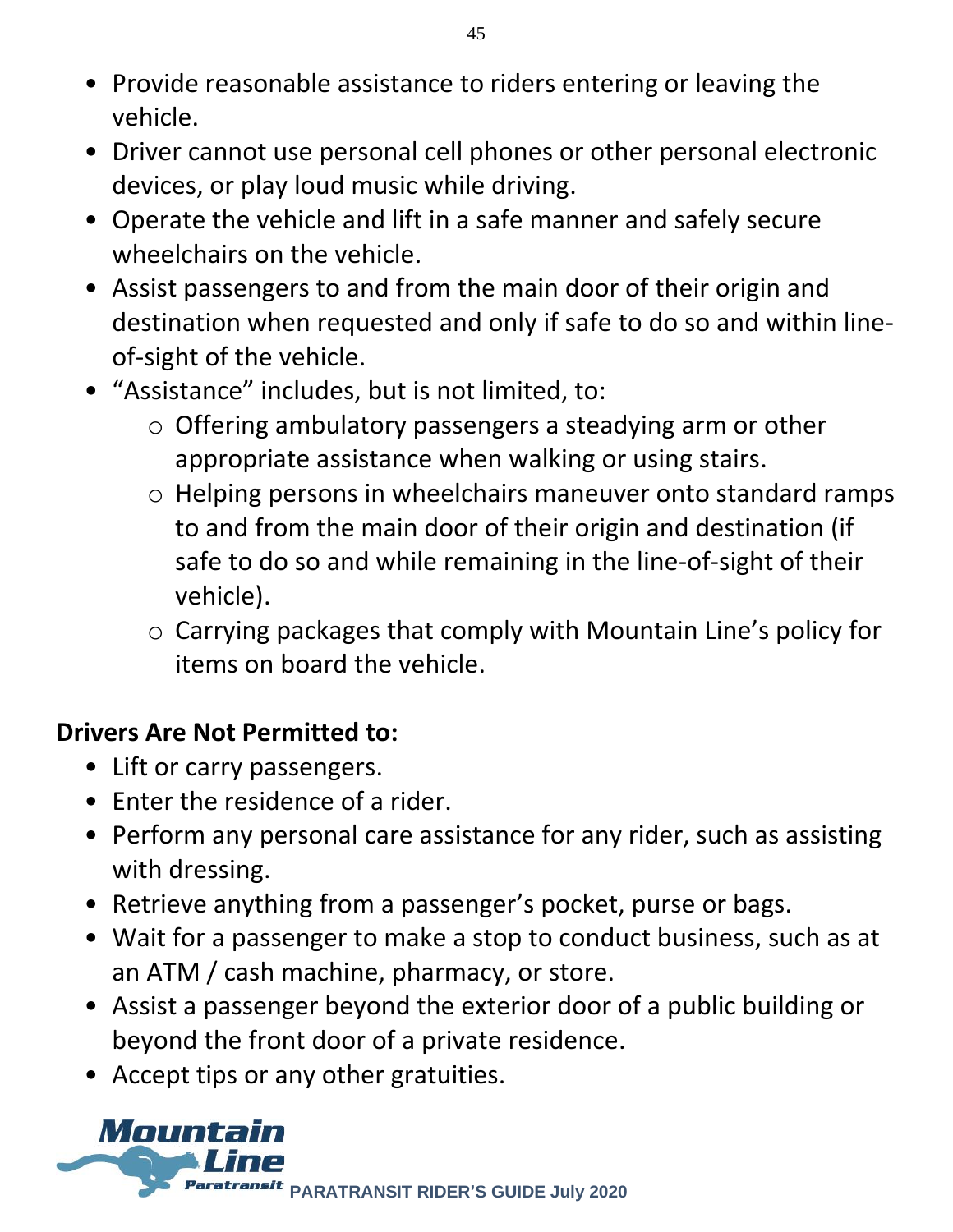- Provide reasonable assistance to riders entering or leaving the vehicle.
- Driver cannot use personal cell phones or other personal electronic devices, or play loud music while driving.
- Operate the vehicle and lift in a safe manner and safely secure wheelchairs on the vehicle.
- Assist passengers to and from the main door of their origin and destination when requested and only if safe to do so and within line-of-sight of the vehicle.
- "Assistance" includes, but is not limited, to:
  - Offering ambulatory passengers a steadying arm or other appropriate assistance when walking or using stairs.
  - Helping persons in wheelchairs maneuver onto standard ramps to and from the main door of their origin and destination (if safe to do so and while remaining in the line-of-sight of their vehicle).
  - Carrying packages that comply with Mountain Line's policy for items on board the vehicle.

**Drivers Are Not Permitted to:**

- Lift or carry passengers.
- Enter the residence of a rider.
- Perform any personal care assistance for any rider, such as assisting with dressing.
- Retrieve anything from a passenger's pocket, purse or bags.
- Wait for a passenger to make a stop to conduct business, such as at an ATM / cash machine, pharmacy, or store.
- Assist a passenger beyond the exterior door of a public building or beyond the front door of a private residence.
- Accept tips or any other gratuities.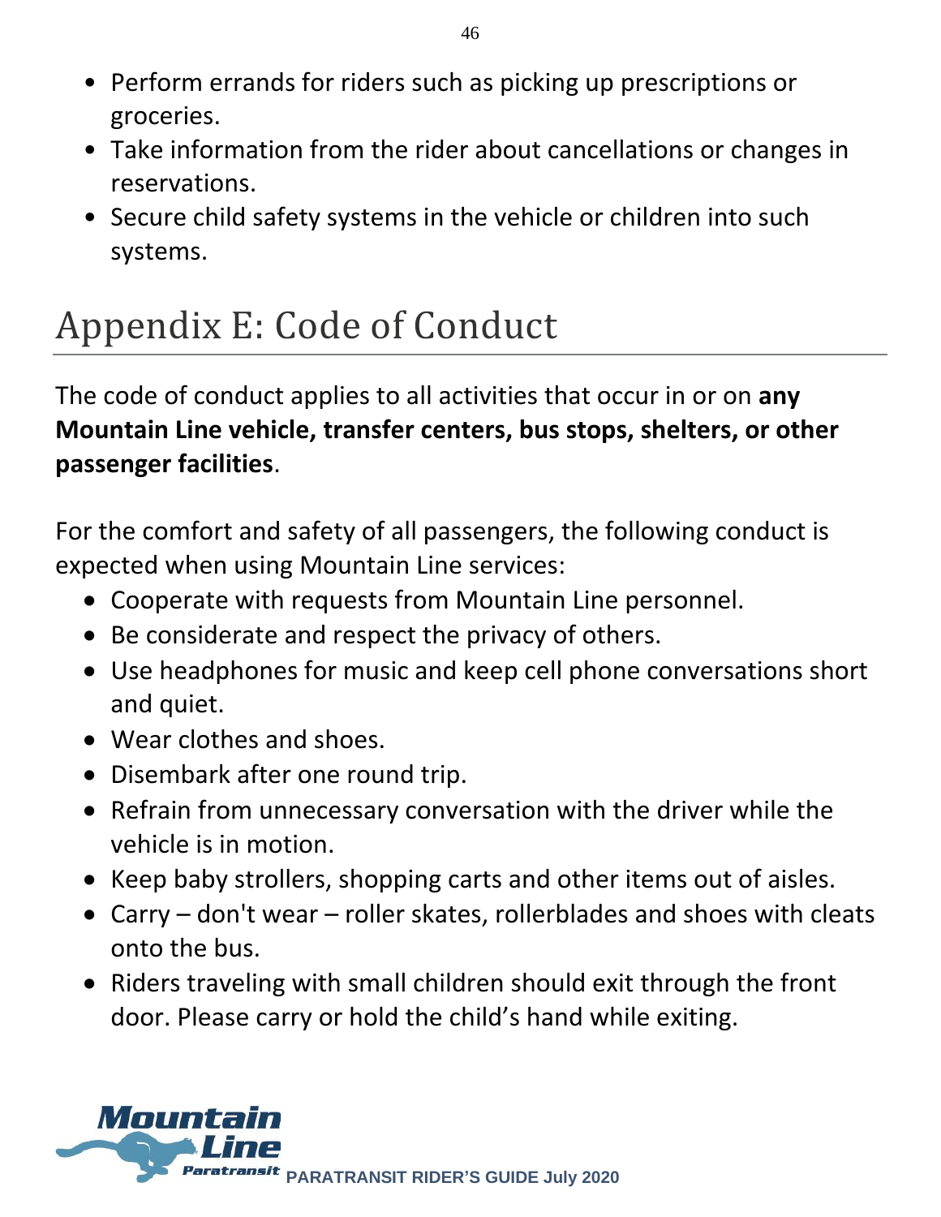- Perform errands for riders such as picking up prescriptions or groceries.
- Take information from the rider about cancellations or changes in reservations.
- Secure child safety systems in the vehicle or children into such systems.

# Appendix E: Code of Conduct

The code of conduct applies to all activities that occur in or on **any Mountain Line vehicle, transfer centers, bus stops, shelters, or other passenger facilities**.

For the comfort and safety of all passengers, the following conduct is expected when using Mountain Line services:

- Cooperate with requests from Mountain Line personnel.
- Be considerate and respect the privacy of others.
- Use headphones for music and keep cell phone conversations short and quiet.
- Wear clothes and shoes.
- Disembark after one round trip.
- Refrain from unnecessary conversation with the driver while the vehicle is in motion.
- Keep baby strollers, shopping carts and other items out of aisles.
- Carry – don't wear – roller skates, rollerblades and shoes with cleats onto the bus.
- Riders traveling with small children should exit through the front door. Please carry or hold the child's hand while exiting.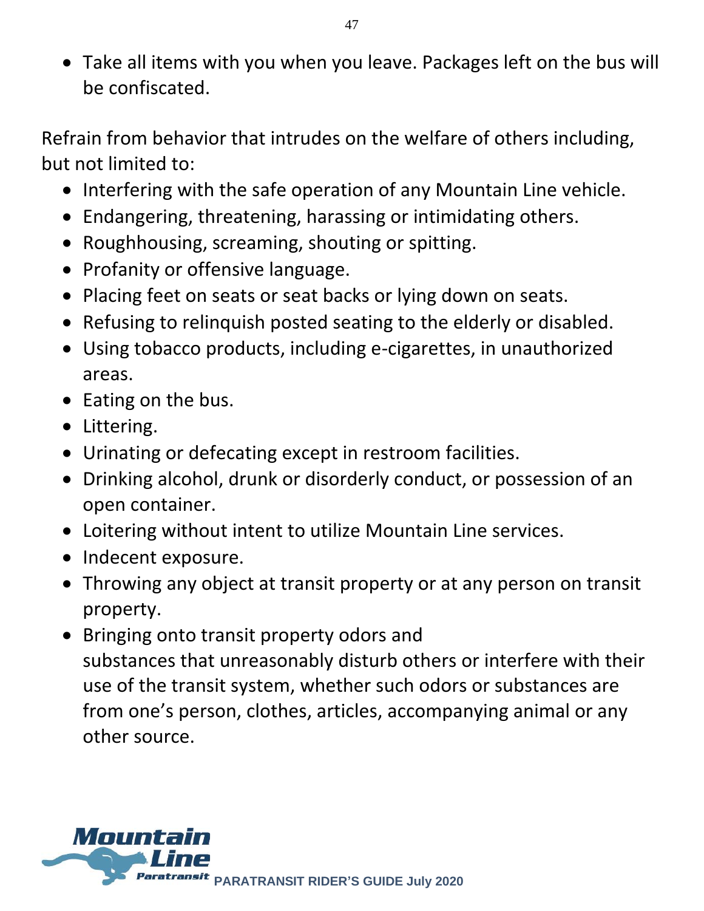- Take all items with you when you leave. Packages left on the bus will be confiscated.

Refrain from behavior that intrudes on the welfare of others including, but not limited to:

- Interfering with the safe operation of any Mountain Line vehicle.
- Endangering, threatening, harassing or intimidating others.
- Roughhousing, screaming, shouting or spitting.
- Profanity or offensive language.
- Placing feet on seats or seat backs or lying down on seats.
- Refusing to relinquish posted seating to the elderly or disabled.
- Using tobacco products, including e-cigarettes, in unauthorized areas.
- Eating on the bus.
- Littering.
- Urinating or defecating except in restroom facilities.
- Drinking alcohol, drunk or disorderly conduct, or possession of an open container.
- Loitering without intent to utilize Mountain Line services.
- Indecent exposure.
- Throwing any object at transit property or at any person on transit property.
- Bringing onto transit property odors and substances that unreasonably disturb others or interfere with their use of the transit system, whether such odors or substances are from one's person, clothes, articles, accompanying animal or any other source.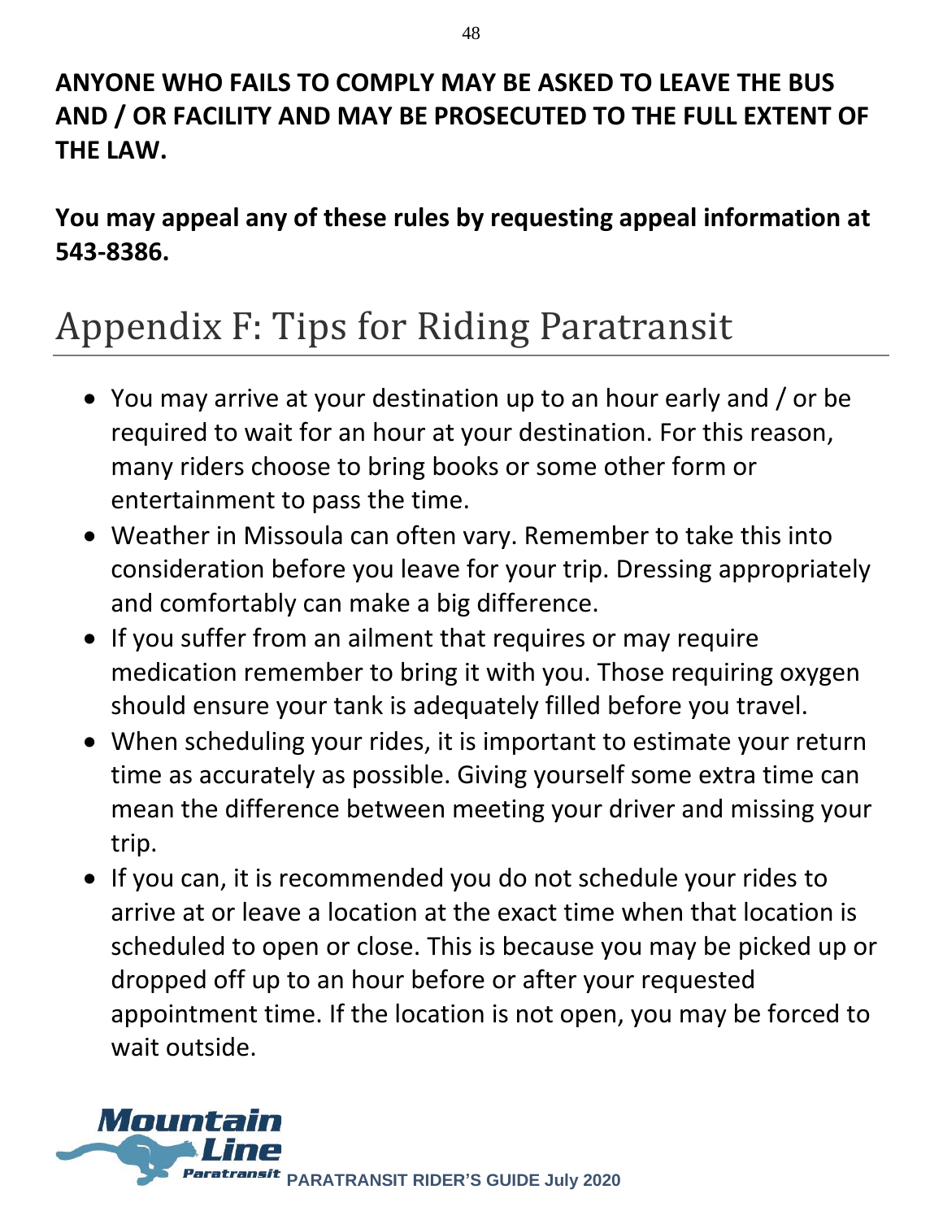**ANYONE WHO FAILS TO COMPLY MAY BE ASKED TO LEAVE THE BUS AND / OR FACILITY AND MAY BE PROSECUTED TO THE FULL EXTENT OF THE LAW.**

**You may appeal any of these rules by requesting appeal information at 543-8386.**

# Appendix F: Tips for Riding Paratransit

- You may arrive at your destination up to an hour early and / or be required to wait for an hour at your destination. For this reason, many riders choose to bring books or some other form or entertainment to pass the time.
- Weather in Missoula can often vary. Remember to take this into consideration before you leave for your trip. Dressing appropriately and comfortably can make a big difference.
- If you suffer from an ailment that requires or may require medication remember to bring it with you. Those requiring oxygen should ensure your tank is adequately filled before you travel.
- When scheduling your rides, it is important to estimate your return time as accurately as possible. Giving yourself some extra time can mean the difference between meeting your driver and missing your trip.
- If you can, it is recommended you do not schedule your rides to arrive at or leave a location at the exact time when that location is scheduled to open or close. This is because you may be picked up or dropped off up to an hour before or after your requested appointment time. If the location is not open, you may be forced to wait outside.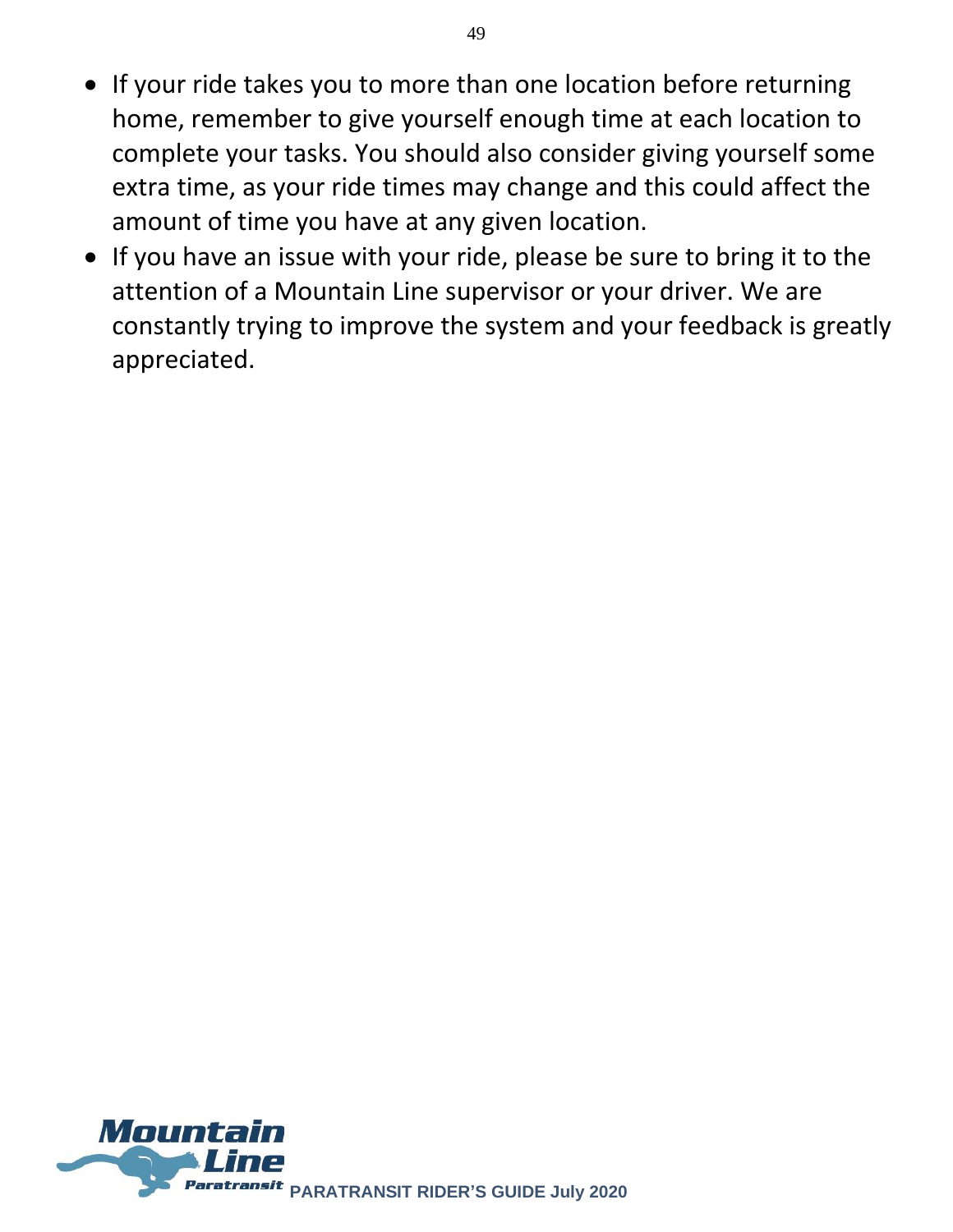- If your ride takes you to more than one location before returning home, remember to give yourself enough time at each location to complete your tasks. You should also consider giving yourself some extra time, as your ride times may change and this could affect the amount of time you have at any given location.
- If you have an issue with your ride, please be sure to bring it to the attention of a Mountain Line supervisor or your driver. We are constantly trying to improve the system and your feedback is greatly appreciated.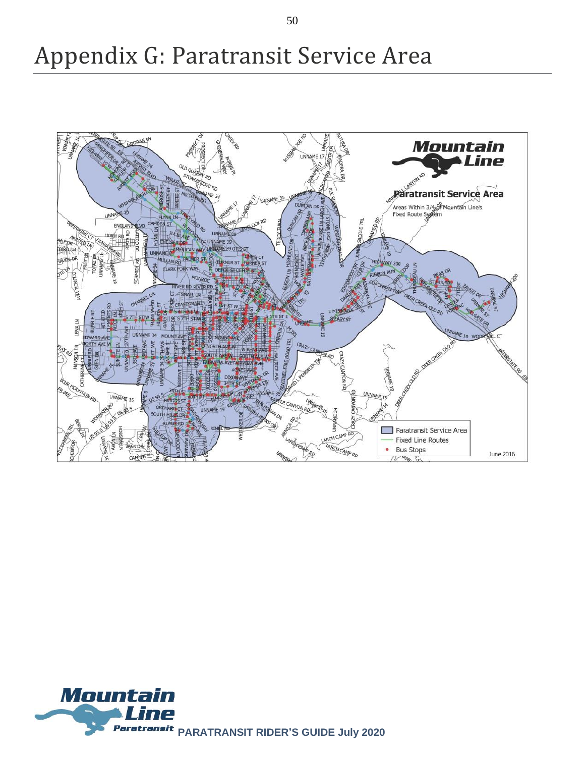# Appendix G: Paratransit Service Area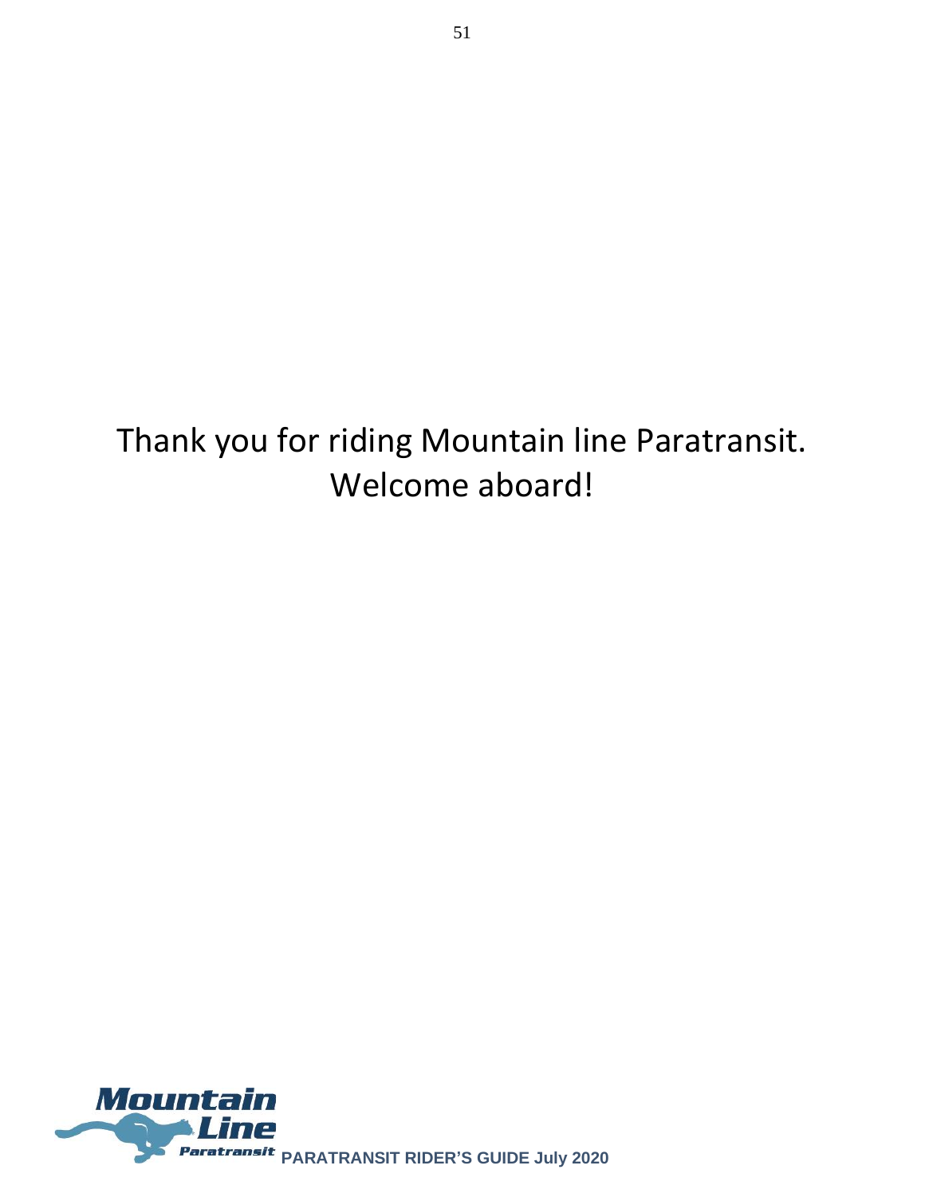Thank you for riding Mountain line Paratransit.
Welcome aboard!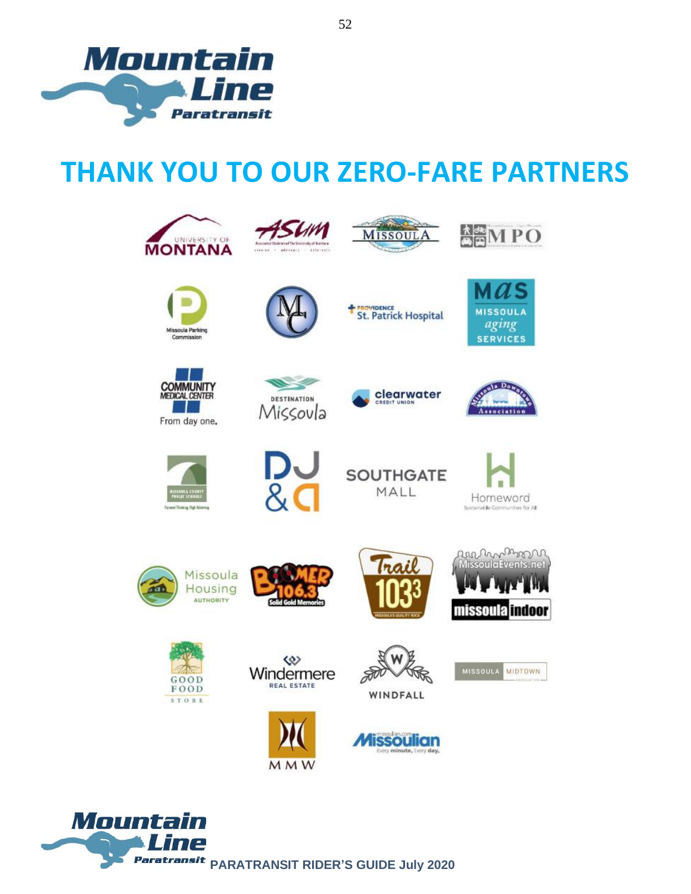# THANK YOU TO OUR ZERO-FARE PARTNERS